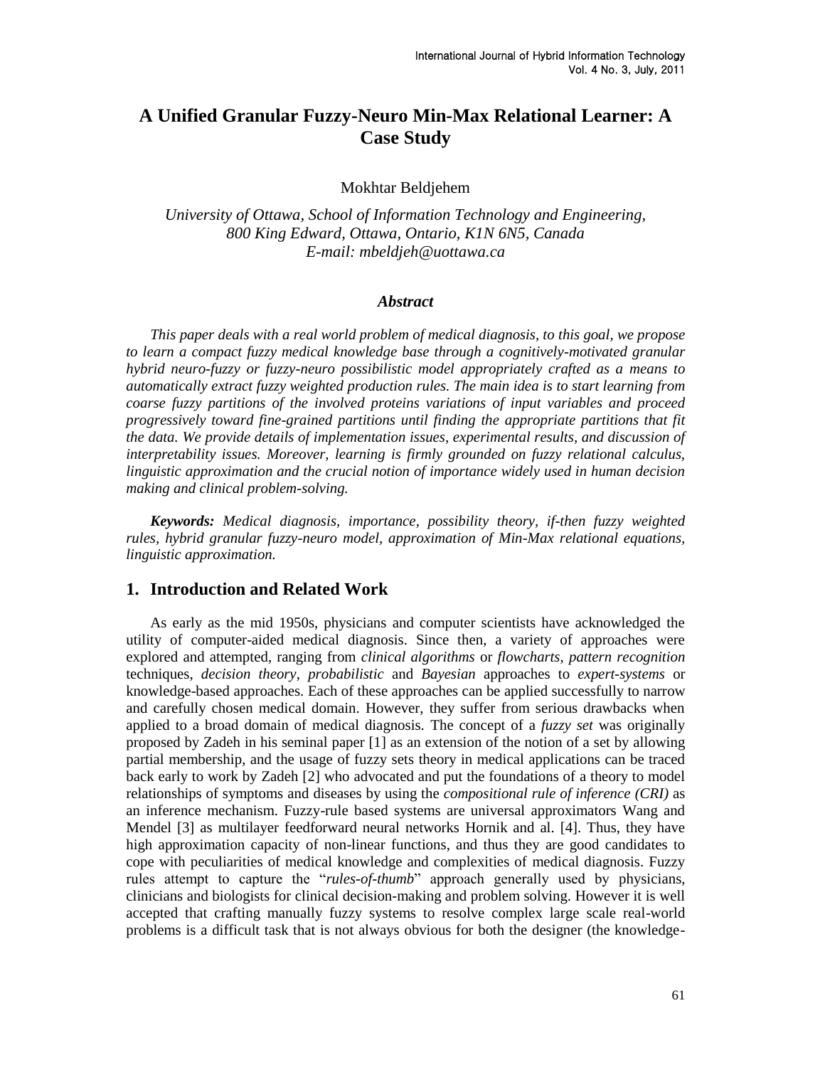# A Unified Granular Fuzzy-Neuro Min-Max Relational Learner: A Case Study

Mokhtar Beldjehem

*University of Ottawa, School of Information Technology and Engineering, 800 King Edward, Ottawa, Ontario, K1N 6N5, Canada*
*E-mail: mbeldjeh@uottawa.ca*

### *Abstract*

*This paper deals with a real world problem of medical diagnosis, to this goal, we propose to learn a compact fuzzy medical knowledge base through a cognitively-motivated granular hybrid neuro-fuzzy or fuzzy-neuro possibilistic model appropriately crafted as a means to automatically extract fuzzy weighted production rules. The main idea is to start learning from coarse fuzzy partitions of the involved proteins variations of input variables and proceed progressively toward fine-grained partitions until finding the appropriate partitions that fit the data. We provide details of implementation issues, experimental results, and discussion of interpretability issues. Moreover, learning is firmly grounded on fuzzy relational calculus, linguistic approximation and the crucial notion of importance widely used in human decision making and clinical problem-solving.*

***Keywords:*** *Medical diagnosis, importance, possibility theory, if-then fuzzy weighted rules, hybrid granular fuzzy-neuro model, approximation of Min-Max relational equations, linguistic approximation.*

## 1. Introduction and Related Work

As early as the mid 1950s, physicians and computer scientists have acknowledged the utility of computer-aided medical diagnosis. Since then, a variety of approaches were explored and attempted, ranging from *clinical algorithms* or *flowcharts*, *pattern recognition* techniques, *decision theory*, *probabilistic* and *Bayesian* approaches to *expert-systems* or knowledge-based approaches. Each of these approaches can be applied successfully to narrow and carefully chosen medical domain. However, they suffer from serious drawbacks when applied to a broad domain of medical diagnosis. The concept of a *fuzzy set* was originally proposed by Zadeh in his seminal paper [1] as an extension of the notion of a set by allowing partial membership, and the usage of fuzzy sets theory in medical applications can be traced back early to work by Zadeh [2] who advocated and put the foundations of a theory to model relationships of symptoms and diseases by using the *compositional rule of inference (CRI)* as an inference mechanism. Fuzzy-rule based systems are universal approximators Wang and Mendel [3] as multilayer feedforward neural networks Hornik and al. [4]. Thus, they have high approximation capacity of non-linear functions, and thus they are good candidates to cope with peculiarities of medical knowledge and complexities of medical diagnosis. Fuzzy rules attempt to capture the "*rules-of-thumb*" approach generally used by physicians, clinicians and biologists for clinical decision-making and problem solving. However it is well accepted that crafting manually fuzzy systems to resolve complex large scale real-world problems is a difficult task that is not always obvious for both the designer (the knowledge-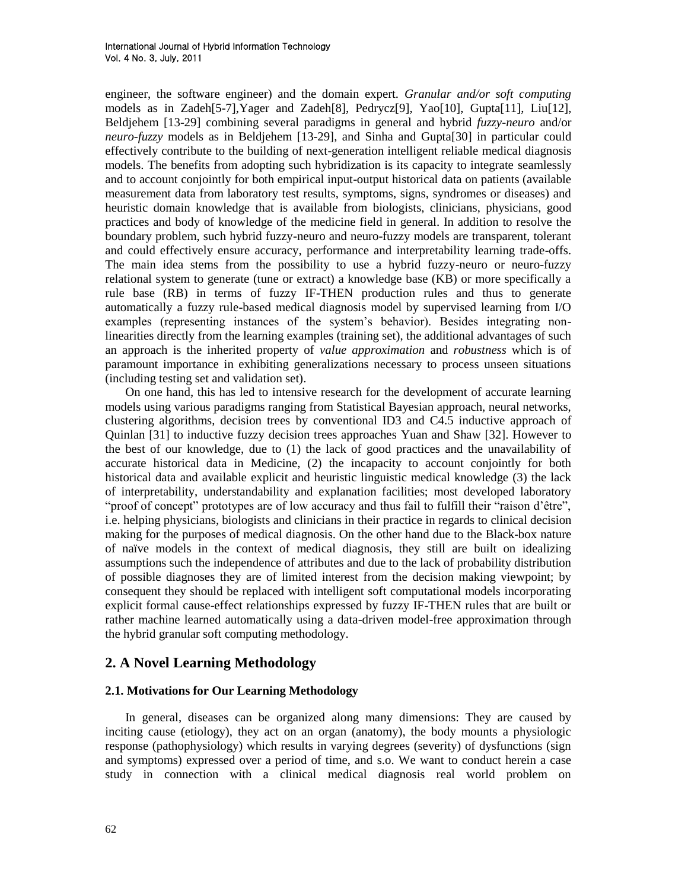engineer, the software engineer) and the domain expert. *Granular and/or soft computing* models as in Zadeh[5-7],Yager and Zadeh[8], Pedrycz[9], Yao[10], Gupta[11], Liu[12], Beldjehem [13-29] combining several paradigms in general and hybrid *fuzzy-neuro* and/or *neuro-fuzzy* models as in Beldjehem [13-29], and Sinha and Gupta[30] in particular could effectively contribute to the building of next-generation intelligent reliable medical diagnosis models. The benefits from adopting such hybridization is its capacity to integrate seamlessly and to account conjointly for both empirical input-output historical data on patients (available measurement data from laboratory test results, symptoms, signs, syndromes or diseases) and heuristic domain knowledge that is available from biologists, clinicians, physicians, good practices and body of knowledge of the medicine field in general. In addition to resolve the boundary problem, such hybrid fuzzy-neuro and neuro-fuzzy models are transparent, tolerant and could effectively ensure accuracy, performance and interpretability learning trade-offs. The main idea stems from the possibility to use a hybrid fuzzy-neuro or neuro-fuzzy relational system to generate (tune or extract) a knowledge base (KB) or more specifically a rule base (RB) in terms of fuzzy IF-THEN production rules and thus to generate automatically a fuzzy rule-based medical diagnosis model by supervised learning from I/O examples (representing instances of the system's behavior). Besides integrating non-linearities directly from the learning examples (training set), the additional advantages of such an approach is the inherited property of *value approximation* and *robustness* which is of paramount importance in exhibiting generalizations necessary to process unseen situations (including testing set and validation set).

On one hand, this has led to intensive research for the development of accurate learning models using various paradigms ranging from Statistical Bayesian approach, neural networks, clustering algorithms, decision trees by conventional ID3 and C4.5 inductive approach of Quinlan [31] to inductive fuzzy decision trees approaches Yuan and Shaw [32]. However to the best of our knowledge, due to (1) the lack of good practices and the unavailability of accurate historical data in Medicine, (2) the incapacity to account conjointly for both historical data and available explicit and heuristic linguistic medical knowledge (3) the lack of interpretability, understandability and explanation facilities; most developed laboratory "proof of concept" prototypes are of low accuracy and thus fail to fulfill their "raison d'être", i.e. helping physicians, biologists and clinicians in their practice in regards to clinical decision making for the purposes of medical diagnosis. On the other hand due to the Black-box nature of naïve models in the context of medical diagnosis, they still are built on idealizing assumptions such the independence of attributes and due to the lack of probability distribution of possible diagnoses they are of limited interest from the decision making viewpoint; by consequent they should be replaced with intelligent soft computational models incorporating explicit formal cause-effect relationships expressed by fuzzy IF-THEN rules that are built or rather machine learned automatically using a data-driven model-free approximation through the hybrid granular soft computing methodology.

## 2. A Novel Learning Methodology

### 2.1. Motivations for Our Learning Methodology

In general, diseases can be organized along many dimensions: They are caused by inciting cause (etiology), they act on an organ (anatomy), the body mounts a physiologic response (pathophysiology) which results in varying degrees (severity) of dysfunctions (sign and symptoms) expressed over a period of time, and s.o. We want to conduct herein a case study in connection with a clinical medical diagnosis real world problem on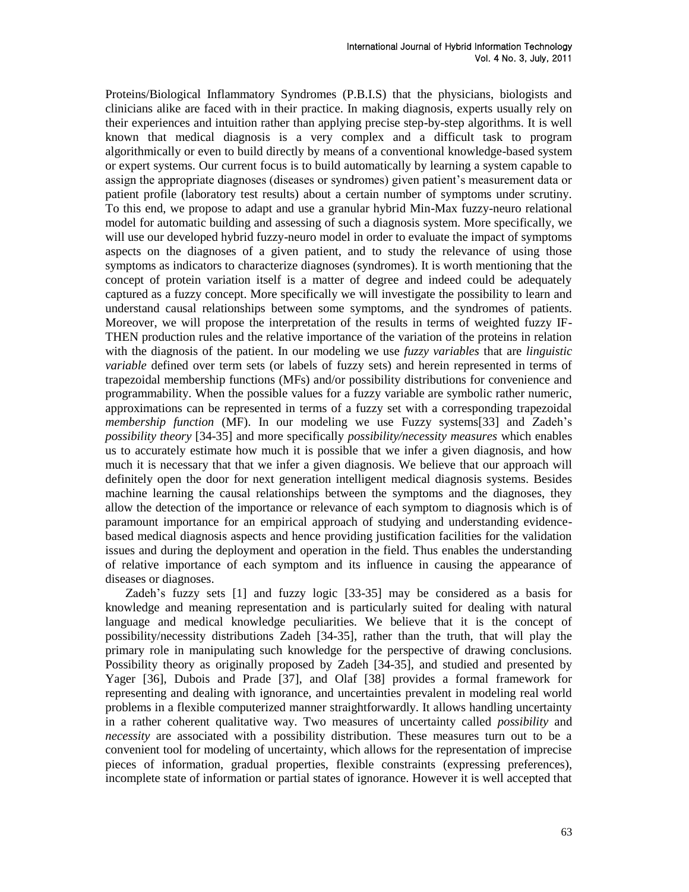Proteins/Biological Inflammatory Syndromes (P.B.I.S) that the physicians, biologists and clinicians alike are faced with in their practice. In making diagnosis, experts usually rely on their experiences and intuition rather than applying precise step-by-step algorithms. It is well known that medical diagnosis is a very complex and a difficult task to program algorithmically or even to build directly by means of a conventional knowledge-based system or expert systems. Our current focus is to build automatically by learning a system capable to assign the appropriate diagnoses (diseases or syndromes) given patient's measurement data or patient profile (laboratory test results) about a certain number of symptoms under scrutiny. To this end, we propose to adapt and use a granular hybrid Min-Max fuzzy-neuro relational model for automatic building and assessing of such a diagnosis system. More specifically, we will use our developed hybrid fuzzy-neuro model in order to evaluate the impact of symptoms aspects on the diagnoses of a given patient, and to study the relevance of using those symptoms as indicators to characterize diagnoses (syndromes). It is worth mentioning that the concept of protein variation itself is a matter of degree and indeed could be adequately captured as a fuzzy concept. More specifically we will investigate the possibility to learn and understand causal relationships between some symptoms, and the syndromes of patients. Moreover, we will propose the interpretation of the results in terms of weighted fuzzy IF-THEN production rules and the relative importance of the variation of the proteins in relation with the diagnosis of the patient. In our modeling we use *fuzzy variables* that are *linguistic variable* defined over term sets (or labels of fuzzy sets) and herein represented in terms of trapezoidal membership functions (MFs) and/or possibility distributions for convenience and programmability. When the possible values for a fuzzy variable are symbolic rather numeric, approximations can be represented in terms of a fuzzy set with a corresponding trapezoidal *membership function* (MF). In our modeling we use Fuzzy systems[33] and Zadeh's *possibility theory* [34-35] and more specifically *possibility/necessity measures* which enables us to accurately estimate how much it is possible that we infer a given diagnosis, and how much it is necessary that that we infer a given diagnosis. We believe that our approach will definitely open the door for next generation intelligent medical diagnosis systems. Besides machine learning the causal relationships between the symptoms and the diagnoses, they allow the detection of the importance or relevance of each symptom to diagnosis which is of paramount importance for an empirical approach of studying and understanding evidence-based medical diagnosis aspects and hence providing justification facilities for the validation issues and during the deployment and operation in the field. Thus enables the understanding of relative importance of each symptom and its influence in causing the appearance of diseases or diagnoses.

Zadeh's fuzzy sets [1] and fuzzy logic [33-35] may be considered as a basis for knowledge and meaning representation and is particularly suited for dealing with natural language and medical knowledge peculiarities. We believe that it is the concept of possibility/necessity distributions Zadeh [34-35], rather than the truth, that will play the primary role in manipulating such knowledge for the perspective of drawing conclusions. Possibility theory as originally proposed by Zadeh [34-35], and studied and presented by Yager [36], Dubois and Prade [37], and Olaf [38] provides a formal framework for representing and dealing with ignorance, and uncertainties prevalent in modeling real world problems in a flexible computerized manner straightforwardly. It allows handling uncertainty in a rather coherent qualitative way. Two measures of uncertainty called *possibility* and *necessity* are associated with a possibility distribution. These measures turn out to be a convenient tool for modeling of uncertainty, which allows for the representation of imprecise pieces of information, gradual properties, flexible constraints (expressing preferences), incomplete state of information or partial states of ignorance. However it is well accepted that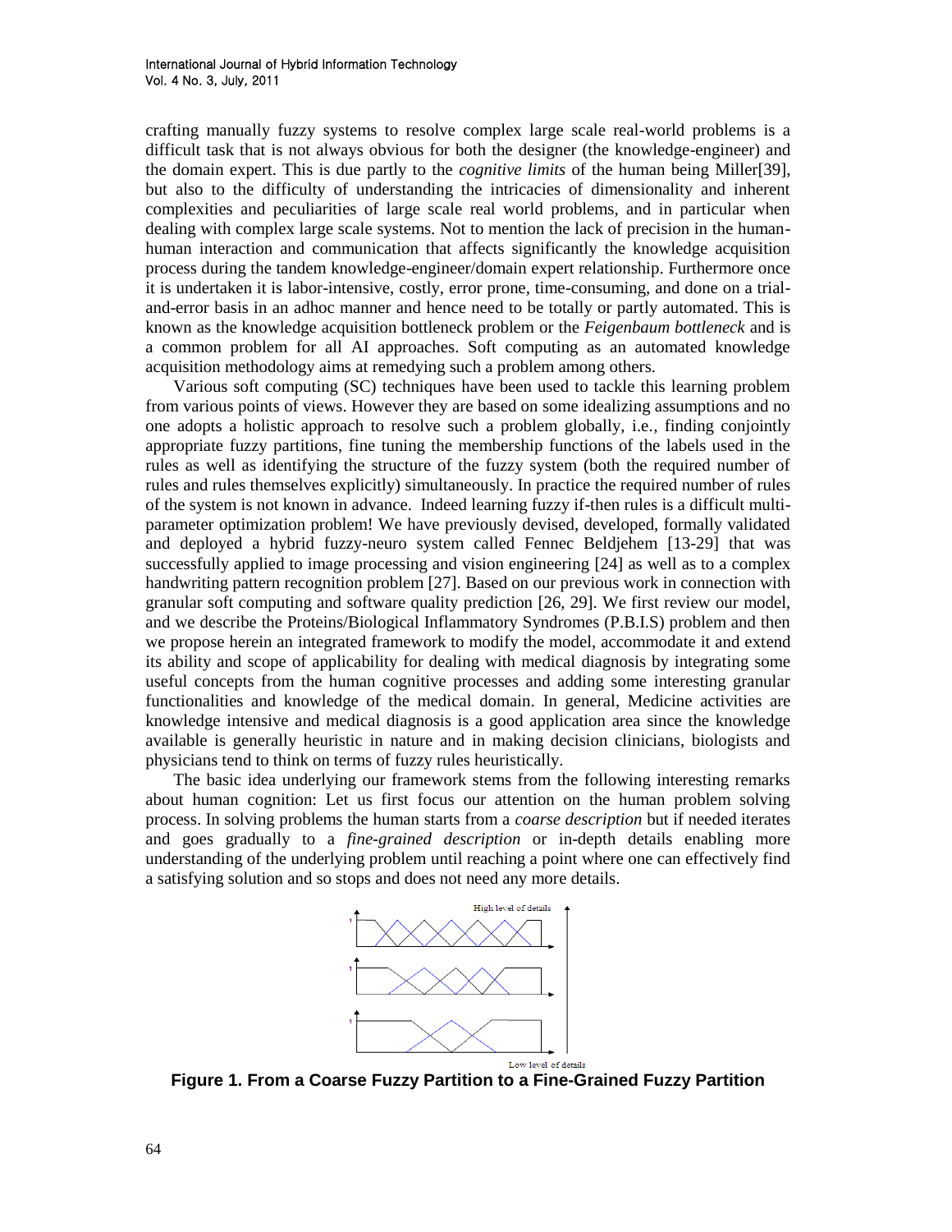crafting manually fuzzy systems to resolve complex large scale real-world problems is a difficult task that is not always obvious for both the designer (the knowledge-engineer) and the domain expert. This is due partly to the *cognitive limits* of the human being Miller[39], but also to the difficulty of understanding the intricacies of dimensionality and inherent complexities and peculiarities of large scale real world problems, and in particular when dealing with complex large scale systems. Not to mention the lack of precision in the human-human interaction and communication that affects significantly the knowledge acquisition process during the tandem knowledge-engineer/domain expert relationship. Furthermore once it is undertaken it is labor-intensive, costly, error prone, time-consuming, and done on a trial-and-error basis in an adhoc manner and hence need to be totally or partly automated. This is known as the knowledge acquisition bottleneck problem or the *Feigenbaum bottleneck* and is a common problem for all AI approaches. Soft computing as an automated knowledge acquisition methodology aims at remedying such a problem among others.

Various soft computing (SC) techniques have been used to tackle this learning problem from various points of views. However they are based on some idealizing assumptions and no one adopts a holistic approach to resolve such a problem globally, i.e., finding conjointly appropriate fuzzy partitions, fine tuning the membership functions of the labels used in the rules as well as identifying the structure of the fuzzy system (both the required number of rules and rules themselves explicitly) simultaneously. In practice the required number of rules of the system is not known in advance. Indeed learning fuzzy if-then rules is a difficult multi-parameter optimization problem! We have previously devised, developed, formally validated and deployed a hybrid fuzzy-neuro system called Fennec Beldjehem [13-29] that was successfully applied to image processing and vision engineering [24] as well as to a complex handwriting pattern recognition problem [27]. Based on our previous work in connection with granular soft computing and software quality prediction [26, 29]. We first review our model, and we describe the Proteins/Biological Inflammatory Syndromes (P.B.I.S) problem and then we propose herein an integrated framework to modify the model, accommodate it and extend its ability and scope of applicability for dealing with medical diagnosis by integrating some useful concepts from the human cognitive processes and adding some interesting granular functionalities and knowledge of the medical domain. In general, Medicine activities are knowledge intensive and medical diagnosis is a good application area since the knowledge available is generally heuristic in nature and in making decision clinicians, biologists and physicians tend to think on terms of fuzzy rules heuristically.

The basic idea underlying our framework stems from the following interesting remarks about human cognition: Let us first focus our attention on the human problem solving process. In solving problems the human starts from a *coarse description* but if needed iterates and goes gradually to a *fine-grained description* or in-depth details enabling more understanding of the underlying problem until reaching a point where one can effectively find a satisfying solution and so stops and does not need any more details.

**Figure 1. From a Coarse Fuzzy Partition to a Fine-Grained Fuzzy Partition**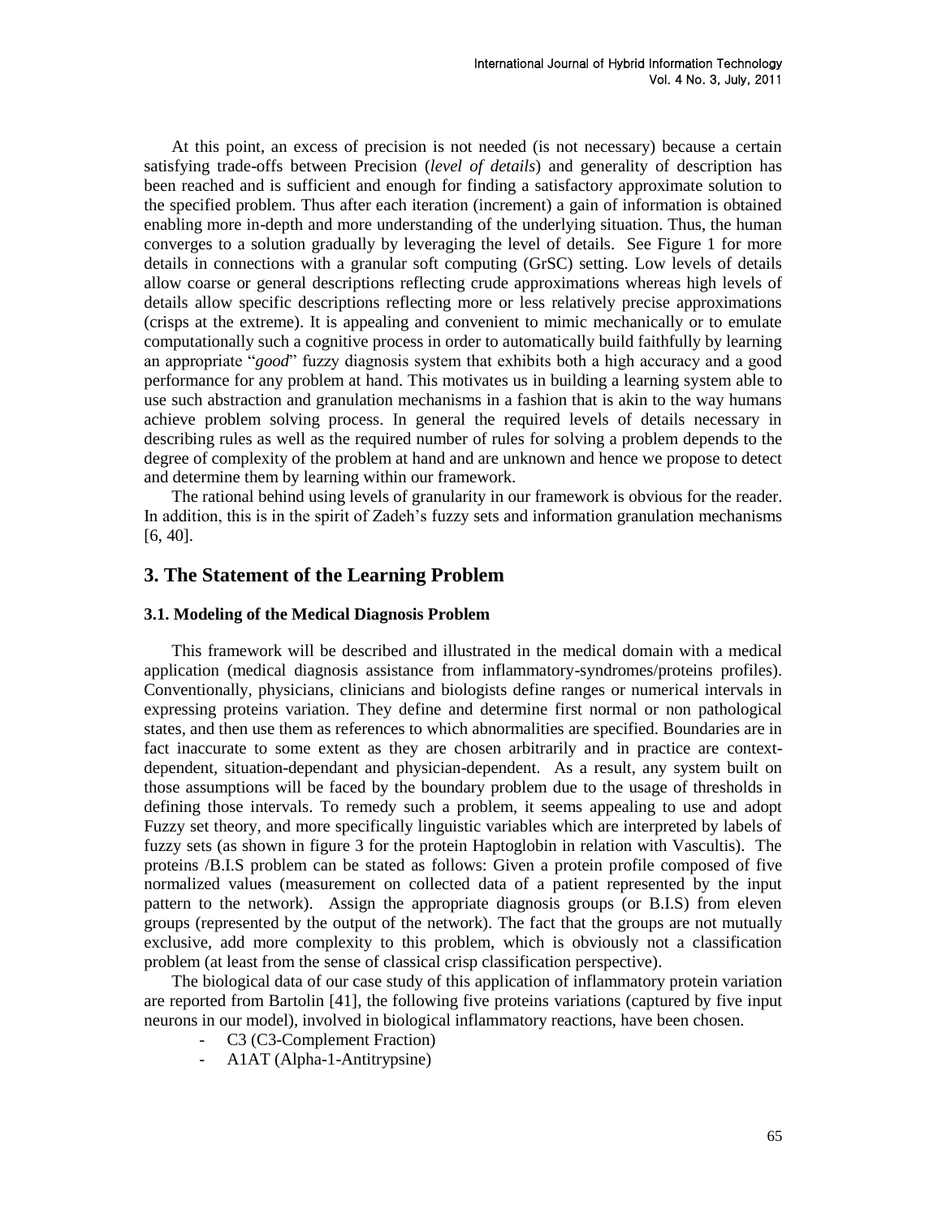At this point, an excess of precision is not needed (is not necessary) because a certain satisfying trade-offs between Precision (*level of details*) and generality of description has been reached and is sufficient and enough for finding a satisfactory approximate solution to the specified problem. Thus after each iteration (increment) a gain of information is obtained enabling more in-depth and more understanding of the underlying situation. Thus, the human converges to a solution gradually by leveraging the level of details. See Figure 1 for more details in connections with a granular soft computing (GrSC) setting. Low levels of details allow coarse or general descriptions reflecting crude approximations whereas high levels of details allow specific descriptions reflecting more or less relatively precise approximations (crisps at the extreme). It is appealing and convenient to mimic mechanically or to emulate computationally such a cognitive process in order to automatically build faithfully by learning an appropriate "*good*" fuzzy diagnosis system that exhibits both a high accuracy and a good performance for any problem at hand. This motivates us in building a learning system able to use such abstraction and granulation mechanisms in a fashion that is akin to the way humans achieve problem solving process. In general the required levels of details necessary in describing rules as well as the required number of rules for solving a problem depends to the degree of complexity of the problem at hand and are unknown and hence we propose to detect and determine them by learning within our framework.

The rational behind using levels of granularity in our framework is obvious for the reader. In addition, this is in the spirit of Zadeh's fuzzy sets and information granulation mechanisms [6, 40].

## 3. The Statement of the Learning Problem

### 3.1. Modeling of the Medical Diagnosis Problem

This framework will be described and illustrated in the medical domain with a medical application (medical diagnosis assistance from inflammatory-syndromes/proteins profiles). Conventionally, physicians, clinicians and biologists define ranges or numerical intervals in expressing proteins variation. They define and determine first normal or non pathological states, and then use them as references to which abnormalities are specified. Boundaries are in fact inaccurate to some extent as they are chosen arbitrarily and in practice are context-dependent, situation-dependant and physician-dependent. As a result, any system built on those assumptions will be faced by the boundary problem due to the usage of thresholds in defining those intervals. To remedy such a problem, it seems appealing to use and adopt Fuzzy set theory, and more specifically linguistic variables which are interpreted by labels of fuzzy sets (as shown in figure 3 for the protein Haptoglobin in relation with Vascultis). The proteins /B.I.S problem can be stated as follows: Given a protein profile composed of five normalized values (measurement on collected data of a patient represented by the input pattern to the network). Assign the appropriate diagnosis groups (or B.I.S) from eleven groups (represented by the output of the network). The fact that the groups are not mutually exclusive, add more complexity to this problem, which is obviously not a classification problem (at least from the sense of classical crisp classification perspective).

The biological data of our case study of this application of inflammatory protein variation are reported from Bartolin [41], the following five proteins variations (captured by five input neurons in our model), involved in biological inflammatory reactions, have been chosen.

- C3 (C3-Complement Fraction)
- A1AT (Alpha-1-Antitrypsine)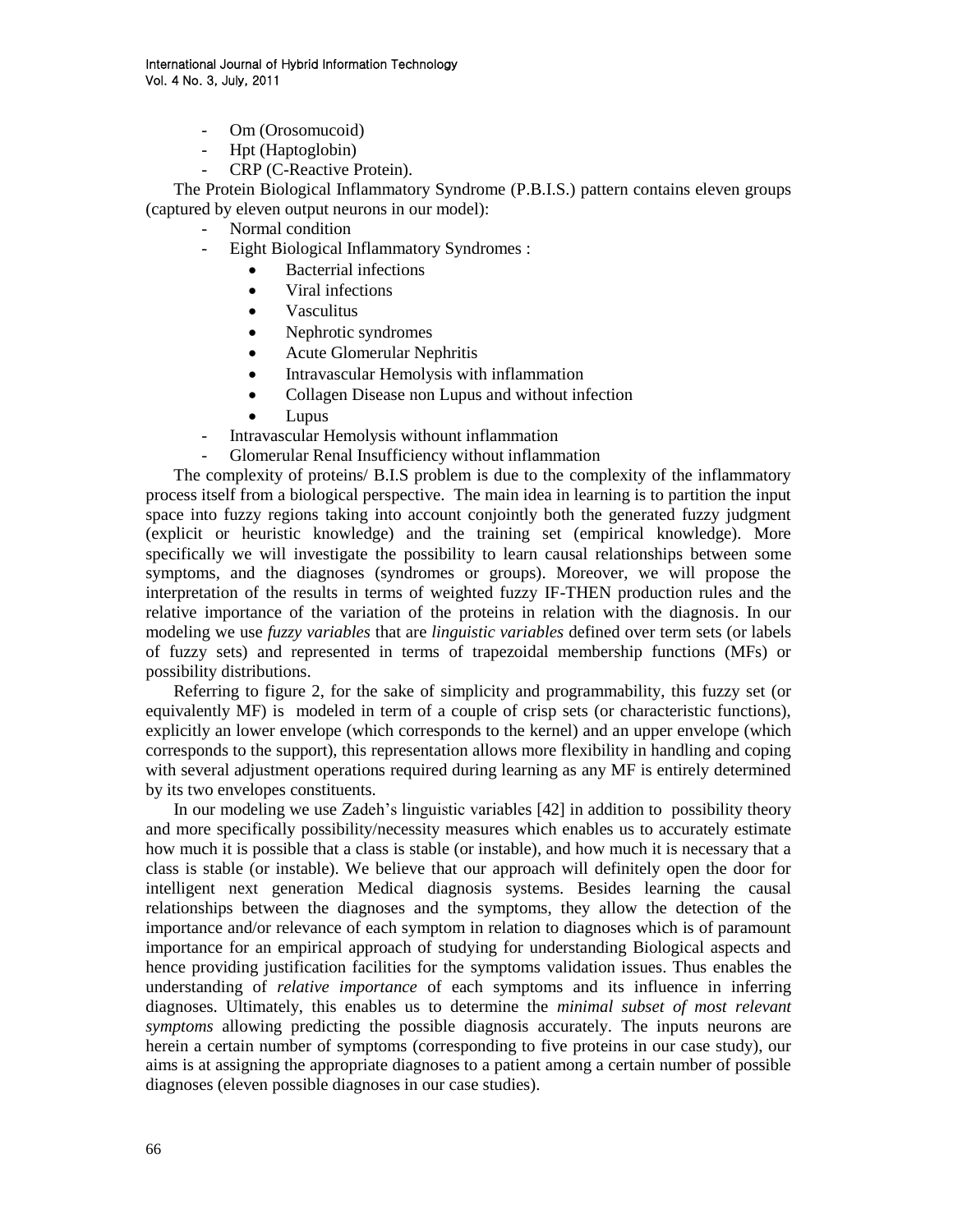- Om (Orosomucoid)
- Hpt (Haptoglobin)
- CRP (C-Reactive Protein).

The Protein Biological Inflammatory Syndrome (P.B.I.S.) pattern contains eleven groups (captured by eleven output neurons in our model):

- Normal condition
- Eight Biological Inflammatory Syndromes :
  - Bacterrial infections
  - Viral infections
  - Vasculitus
  - Nephrotic syndromes
  - Acute Glomerular Nephritis
  - Intravascular Hemolysis with inflammation
  - Collagen Disease non Lupus and without infection
  - Lupus
- Intravascular Hemolysis withount inflammation
- Glomerular Renal Insufficiency without inflammation

The complexity of proteins/ B.I.S problem is due to the complexity of the inflammatory process itself from a biological perspective. The main idea in learning is to partition the input space into fuzzy regions taking into account conjointly both the generated fuzzy judgment (explicit or heuristic knowledge) and the training set (empirical knowledge). More specifically we will investigate the possibility to learn causal relationships between some symptoms, and the diagnoses (syndromes or groups). Moreover, we will propose the interpretation of the results in terms of weighted fuzzy IF-THEN production rules and the relative importance of the variation of the proteins in relation with the diagnosis. In our modeling we use *fuzzy variables* that are *linguistic variables* defined over term sets (or labels of fuzzy sets) and represented in terms of trapezoidal membership functions (MFs) or possibility distributions.

Referring to figure 2, for the sake of simplicity and programmability, this fuzzy set (or equivalently MF) is modeled in term of a couple of crisp sets (or characteristic functions), explicitly an lower envelope (which corresponds to the kernel) and an upper envelope (which corresponds to the support), this representation allows more flexibility in handling and coping with several adjustment operations required during learning as any MF is entirely determined by its two envelopes constituents.

In our modeling we use Zadeh's linguistic variables [42] in addition to possibility theory and more specifically possibility/necessity measures which enables us to accurately estimate how much it is possible that a class is stable (or instable), and how much it is necessary that a class is stable (or instable). We believe that our approach will definitely open the door for intelligent next generation Medical diagnosis systems. Besides learning the causal relationships between the diagnoses and the symptoms, they allow the detection of the importance and/or relevance of each symptom in relation to diagnoses which is of paramount importance for an empirical approach of studying for understanding Biological aspects and hence providing justification facilities for the symptoms validation issues. Thus enables the understanding of *relative importance* of each symptoms and its influence in inferring diagnoses. Ultimately, this enables us to determine the *minimal subset of most relevant symptoms* allowing predicting the possible diagnosis accurately. The inputs neurons are herein a certain number of symptoms (corresponding to five proteins in our case study), our aims is at assigning the appropriate diagnoses to a patient among a certain number of possible diagnoses (eleven possible diagnoses in our case studies).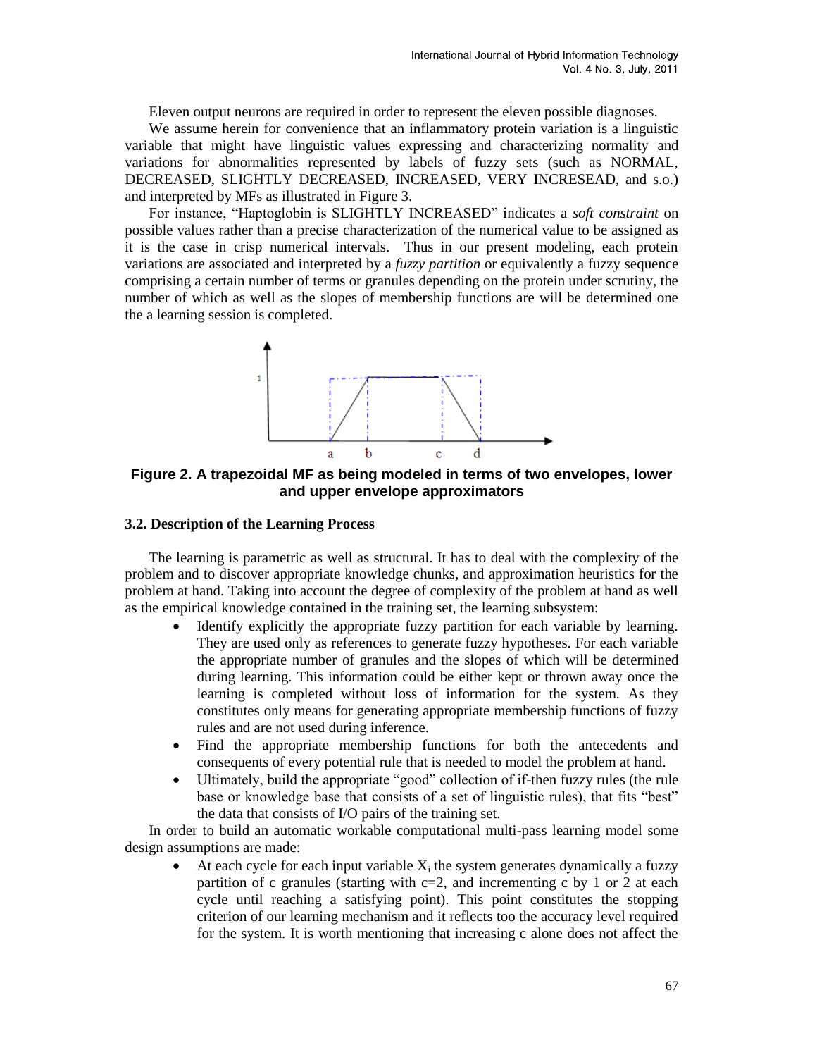Eleven output neurons are required in order to represent the eleven possible diagnoses.

We assume herein for convenience that an inflammatory protein variation is a linguistic variable that might have linguistic values expressing and characterizing normality and variations for abnormalities represented by labels of fuzzy sets (such as NORMAL, DECREASED, SLIGHTLY DECREASED, INCREASED, VERY INCRESEAD, and s.o.) and interpreted by MFs as illustrated in Figure 3.

For instance, "Haptoglobin is SLIGHTLY INCREASED" indicates a *soft constraint* on possible values rather than a precise characterization of the numerical value to be assigned as it is the case in crisp numerical intervals. Thus in our present modeling, each protein variations are associated and interpreted by a *fuzzy partition* or equivalently a fuzzy sequence comprising a certain number of terms or granules depending on the protein under scrutiny, the number of which as well as the slopes of membership functions are will be determined one the a learning session is completed.

**Figure 2. A trapezoidal MF as being modeled in terms of two envelopes, lower and upper envelope approximators**

### 3.2. Description of the Learning Process

The learning is parametric as well as structural. It has to deal with the complexity of the problem and to discover appropriate knowledge chunks, and approximation heuristics for the problem at hand. Taking into account the degree of complexity of the problem at hand as well as the empirical knowledge contained in the training set, the learning subsystem:

- Identify explicitly the appropriate fuzzy partition for each variable by learning. They are used only as references to generate fuzzy hypotheses. For each variable the appropriate number of granules and the slopes of which will be determined during learning. This information could be either kept or thrown away once the learning is completed without loss of information for the system. As they constitutes only means for generating appropriate membership functions of fuzzy rules and are not used during inference.
- Find the appropriate membership functions for both the antecedents and consequents of every potential rule that is needed to model the problem at hand.
- Ultimately, build the appropriate "good" collection of if-then fuzzy rules (the rule base or knowledge base that consists of a set of linguistic rules), that fits "best" the data that consists of I/O pairs of the training set.

In order to build an automatic workable computational multi-pass learning model some design assumptions are made:

- At each cycle for each input variable $X_i$ the system generates dynamically a fuzzy partition of c granules (starting with c=2, and incrementing c by 1 or 2 at each cycle until reaching a satisfying point). This point constitutes the stopping criterion of our learning mechanism and it reflects too the accuracy level required for the system. It is worth mentioning that increasing c alone does not affect the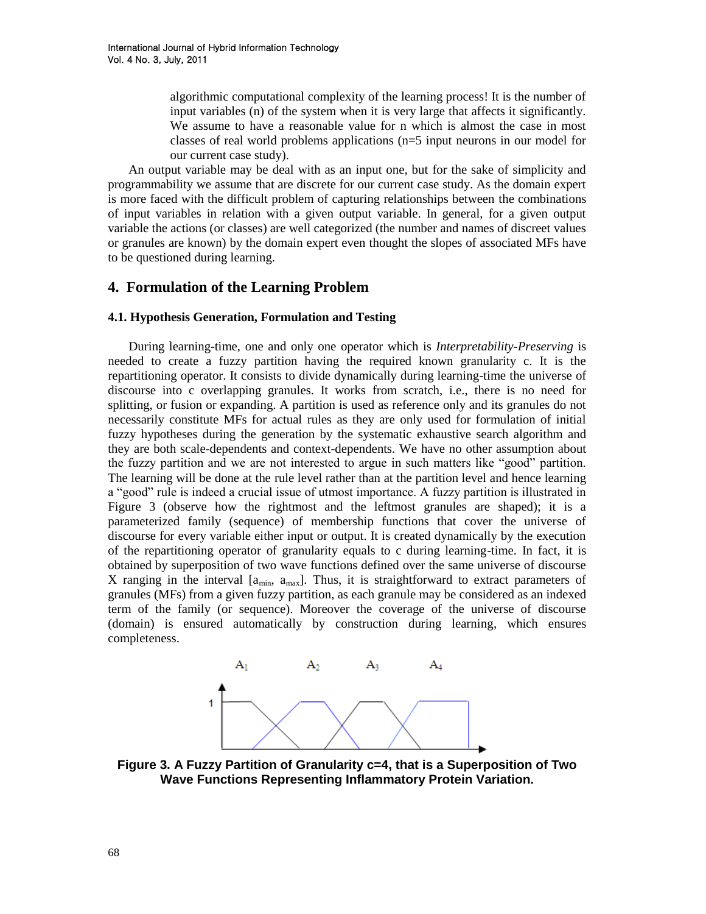algorithmic computational complexity of the learning process! It is the number of input variables (n) of the system when it is very large that affects it significantly. We assume to have a reasonable value for n which is almost the case in most classes of real world problems applications (n=5 input neurons in our model for our current case study).

An output variable may be deal with as an input one, but for the sake of simplicity and programmability we assume that are discrete for our current case study. As the domain expert is more faced with the difficult problem of capturing relationships between the combinations of input variables in relation with a given output variable. In general, for a given output variable the actions (or classes) are well categorized (the number and names of discreet values or granules are known) by the domain expert even thought the slopes of associated MFs have to be questioned during learning.

## 4. Formulation of the Learning Problem

### 4.1. Hypothesis Generation, Formulation and Testing

During learning-time, one and only one operator which is *Interpretability-Preserving* is needed to create a fuzzy partition having the required known granularity c. It is the repartitioning operator. It consists to divide dynamically during learning-time the universe of discourse into c overlapping granules. It works from scratch, i.e., there is no need for splitting, or fusion or expanding. A partition is used as reference only and its granules do not necessarily constitute MFs for actual rules as they are only used for formulation of initial fuzzy hypotheses during the generation by the systematic exhaustive search algorithm and they are both scale-dependents and context-dependents. We have no other assumption about the fuzzy partition and we are not interested to argue in such matters like "good" partition. The learning will be done at the rule level rather than at the partition level and hence learning a "good" rule is indeed a crucial issue of utmost importance. A fuzzy partition is illustrated in Figure 3 (observe how the rightmost and the leftmost granules are shaped); it is a parameterized family (sequence) of membership functions that cover the universe of discourse for every variable either input or output. It is created dynamically by the execution of the repartitioning operator of granularity equals to c during learning-time. In fact, it is obtained by superposition of two wave functions defined over the same universe of discourse X ranging in the interval [$a_{min}$, $a_{max}$]. Thus, it is straightforward to extract parameters of granules (MFs) from a given fuzzy partition, as each granule may be considered as an indexed term of the family (or sequence). Moreover the coverage of the universe of discourse (domain) is ensured automatically by construction during learning, which ensures completeness.

**Figure 3. A Fuzzy Partition of Granularity c=4, that is a Superposition of Two Wave Functions Representing Inflammatory Protein Variation.**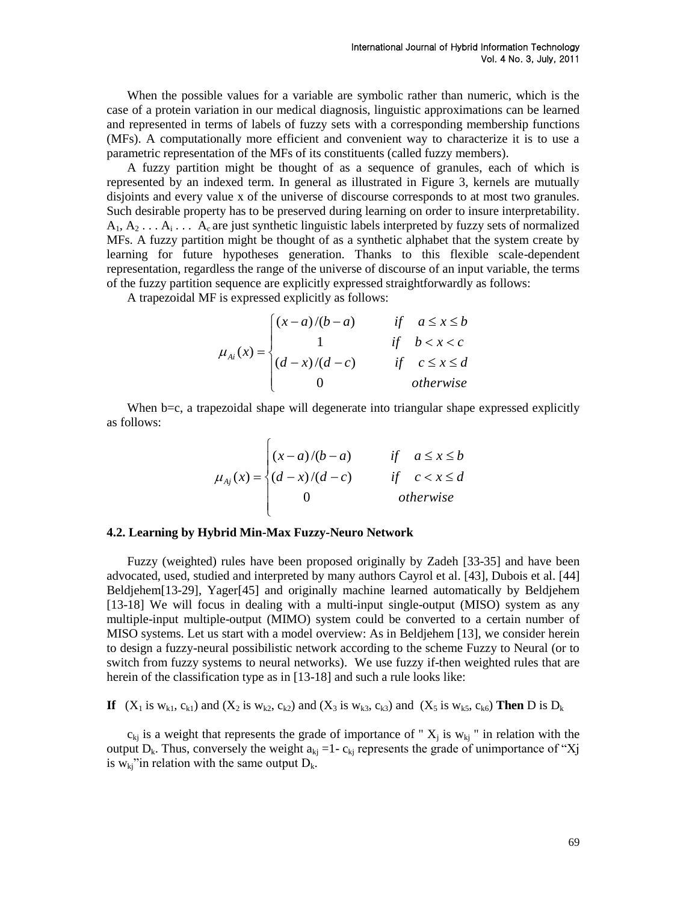When the possible values for a variable are symbolic rather than numeric, which is the case of a protein variation in our medical diagnosis, linguistic approximations can be learned and represented in terms of labels of fuzzy sets with a corresponding membership functions (MFs). A computationally more efficient and convenient way to characterize it is to use a parametric representation of the MFs of its constituents (called fuzzy members).

A fuzzy partition might be thought of as a sequence of granules, each of which is represented by an indexed term. In general as illustrated in Figure 3, kernels are mutually disjoints and every value x of the universe of discourse corresponds to at most two granules. Such desirable property has to be preserved during learning on order to insure interpretability. $A_1, A_2 \ldots A_i \ldots A_c$ are just synthetic linguistic labels interpreted by fuzzy sets of normalized MFs. A fuzzy partition might be thought of as a synthetic alphabet that the system create by learning for future hypotheses generation. Thanks to this flexible scale-dependent representation, regardless the range of the universe of discourse of an input variable, the terms of the fuzzy partition sequence are explicitly expressed straightforwardly as follows:

A trapezoidal MF is expressed explicitly as follows:

$$\mu_{Ai}(x) = \begin{cases} (x-a)/(b-a) & if \quad a \le x \le b \\ 1 & if \quad b < x < c \\ (d-x)/(d-c) & if \quad c \le x \le d \\ 0 & otherwise \end{cases}$$

When b=c, a trapezoidal shape will degenerate into triangular shape expressed explicitly as follows:

$$\mu_{Aj}(x) = \begin{cases} (x-a)/(b-a) & if \quad a \le x \le b \\ (d-x)/(d-c) & if \quad c < x \le d \\ 0 & otherwise \end{cases}$$

### 4.2. Learning by Hybrid Min-Max Fuzzy-Neuro Network

Fuzzy (weighted) rules have been proposed originally by Zadeh [33-35] and have been advocated, used, studied and interpreted by many authors Cayrol et al. [43], Dubois et al. [44] Beldjehem[13-29], Yager[45] and originally machine learned automatically by Beldjehem [13-18] We will focus in dealing with a multi-input single-output (MISO) system as any multiple-input multiple-output (MIMO) system could be converted to a certain number of MISO systems. Let us start with a model overview: As in Beldjehem [13], we consider herein to design a fuzzy-neural possibilistic network according to the scheme Fuzzy to Neural (or to switch from fuzzy systems to neural networks). We use fuzzy if-then weighted rules that are herein of the classification type as in [13-18] and such a rule looks like:

**If** ($X_1$ is $w_{k1}$, $c_{k1}$) and ($X_2$ is $w_{k2}$, $c_{k2}$) and ($X_3$ is $w_{k3}$, $c_{k3}$) and ($X_5$ is $w_{k5}$, $c_{k6}$) **Then** D is $D_k$

$c_{kj}$ is a weight that represents the grade of importance of " $X_j$ is $w_{kj}$ " in relation with the output $D_k$. Thus, conversely the weight $a_{kj} = 1 - c_{kj}$ represents the grade of unimportance of "Xj is $w_{kj}$" in relation with the same output $D_k$.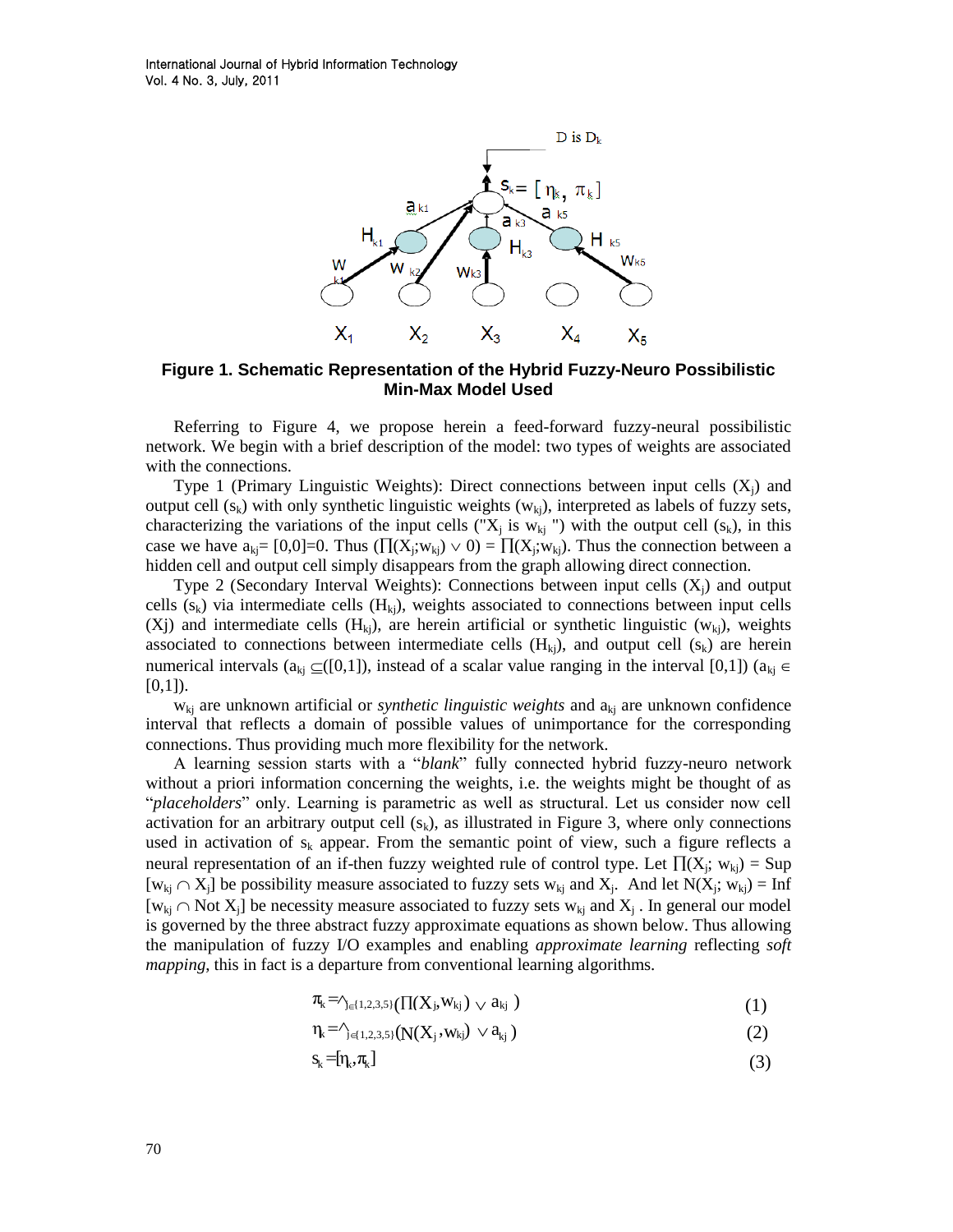**Figure 1. Schematic Representation of the Hybrid Fuzzy-Neuro Possibilistic Min-Max Model Used**

Referring to Figure 4, we propose herein a feed-forward fuzzy-neural possibilistic network. We begin with a brief description of the model: two types of weights are associated with the connections.

Type 1 (Primary Linguistic Weights): Direct connections between input cells ($X_j$) and output cell ($s_k$) with only synthetic linguistic weights ($w_{kj}$), interpreted as labels of fuzzy sets, characterizing the variations of the input cells ("$X_j$ is $w_{kj}$ ") with the output cell ($s_k$), in this case we have $a_{kj}$= [0,0]=0. Thus ($\prod(X_j;w_{kj}) \vee 0$) = $\prod(X_j;w_{kj})$. Thus the connection between a hidden cell and output cell simply disappears from the graph allowing direct connection.

Type 2 (Secondary Interval Weights): Connections between input cells ($X_j$) and output cells ($s_k$) via intermediate cells ($H_{kj}$), weights associated to connections between input cells (Xj) and intermediate cells ($H_{kj}$), are herein artificial or synthetic linguistic ($w_{kj}$), weights associated to connections between intermediate cells ($H_{kj}$), and output cell ($s_k$) are herein numerical intervals ($a_{kj} \subseteq([0,1])$, instead of a scalar value ranging in the interval [0,1]) ($a_{kj} \in$ [0,1]).

$w_{kj}$ are unknown artificial or *synthetic linguistic weights* and $a_{kj}$ are unknown confidence interval that reflects a domain of possible values of unimportance for the corresponding connections. Thus providing much more flexibility for the network.

A learning session starts with a "*blank*" fully connected hybrid fuzzy-neuro network without a priori information concerning the weights, i.e. the weights might be thought of as "*placeholders*" only. Learning is parametric as well as structural. Let us consider now cell activation for an arbitrary output cell ($s_k$), as illustrated in Figure 3, where only connections used in activation of $s_k$ appear. From the semantic point of view, such a figure reflects a neural representation of an if-then fuzzy weighted rule of control type. Let $\prod(X_j; w_{kj})$ = Sup [$w_{kj} \cap X_j$] be possibility measure associated to fuzzy sets $w_{kj}$ and $X_j$. And let $N(X_j; w_{kj})$ = Inf [$w_{kj} \cap$ Not $X_j$] be necessity measure associated to fuzzy sets $w_{kj}$ and $X_j$ . In general our model is governed by the three abstract fuzzy approximate equations as shown below. Thus allowing the manipulation of fuzzy I/O examples and enabling *approximate learning* reflecting *soft mapping*, this in fact is a departure from conventional learning algorithms.

$$\pi_k = \wedge_{j \in \{1,2,3,5\}} (\prod(X_j, w_{kj}) \vee a_{kj}) \quad (1)$$

$$\eta_k = \wedge_{j \in \{1,2,3,5\}} (N(X_j, w_{kj}) \vee a_{kj}) \quad (2)$$

$$s_k = [\eta_k, \pi_k] \quad (3)$$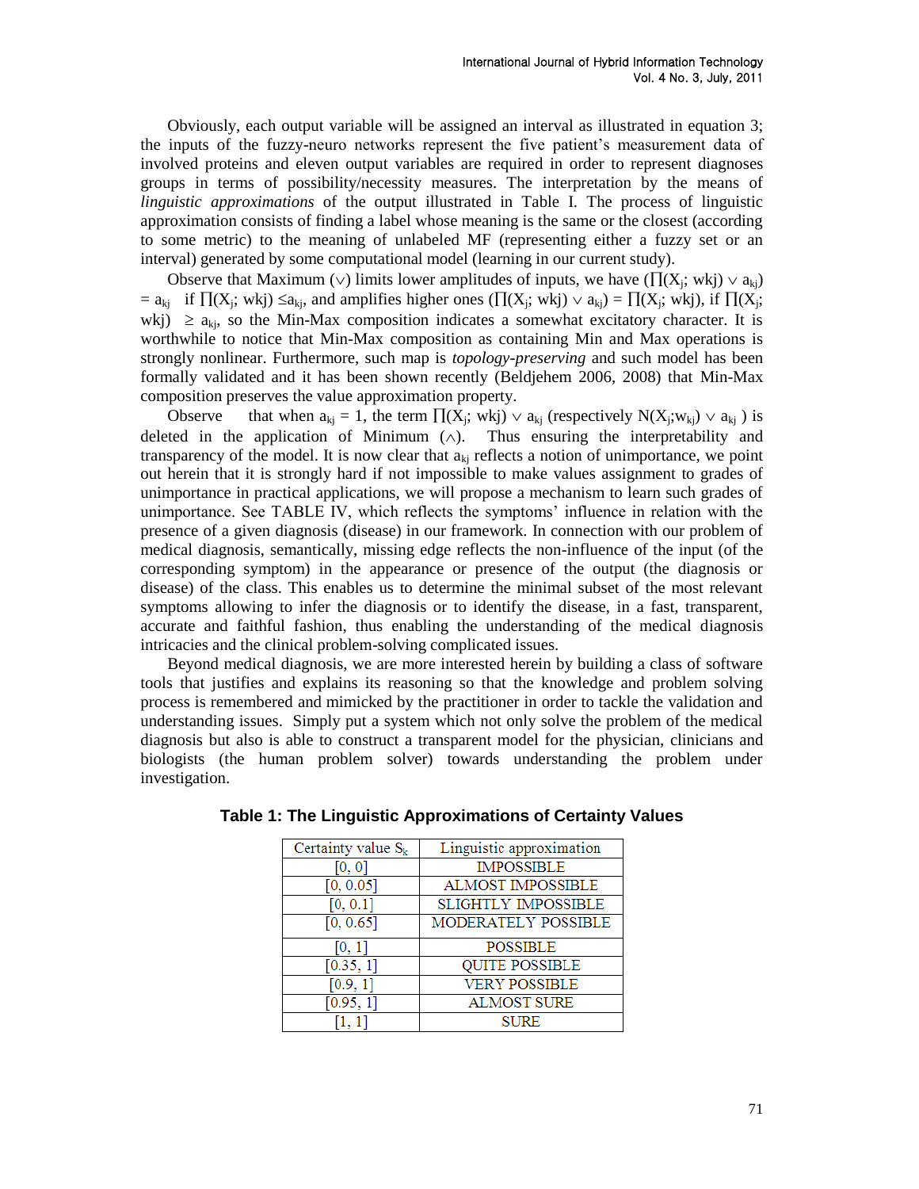Obviously, each output variable will be assigned an interval as illustrated in equation 3; the inputs of the fuzzy-neuro networks represent the five patient's measurement data of involved proteins and eleven output variables are required in order to represent diagnoses groups in terms of possibility/necessity measures. The interpretation by the means of *linguistic approximations* of the output illustrated in Table I. The process of linguistic approximation consists of finding a label whose meaning is the same or the closest (according to some metric) to the meaning of unlabeled MF (representing either a fuzzy set or an interval) generated by some computational model (learning in our current study).

Observe that Maximum ($\vee$) limits lower amplitudes of inputs, we have ($\prod(X_j; wkj) \vee a_{kj}$) $= a_{kj}$ if $\prod(X_j; wkj) \leq a_{kj}$, and amplifies higher ones ($\prod(X_j; wkj) \vee a_{kj}$) $= \prod(X_j; wkj)$, if $\prod(X_j; wkj) \geq a_{kj}$, so the Min-Max composition indicates a somewhat excitatory character. It is worthwhile to notice that Min-Max composition as containing Min and Max operations is strongly nonlinear. Furthermore, such map is *topology-preserving* and such model has been formally validated and it has been shown recently (Beldjehem 2006, 2008) that Min-Max composition preserves the value approximation property.

Observe that when $a_{kj} = 1$, the term $\prod(X_j; wkj) \vee a_{kj}$ (respectively $N(X_j;w_{kj}) \vee a_{kj}$ ) is deleted in the application of Minimum ($\wedge$). Thus ensuring the interpretability and transparency of the model. It is now clear that $a_{kj}$ reflects a notion of unimportance, we point out herein that it is strongly hard if not impossible to make values assignment to grades of unimportance in practical applications, we will propose a mechanism to learn such grades of unimportance. See TABLE IV, which reflects the symptoms' influence in relation with the presence of a given diagnosis (disease) in our framework. In connection with our problem of medical diagnosis, semantically, missing edge reflects the non-influence of the input (of the corresponding symptom) in the appearance or presence of the output (the diagnosis or disease) of the class. This enables us to determine the minimal subset of the most relevant symptoms allowing to infer the diagnosis or to identify the disease, in a fast, transparent, accurate and faithful fashion, thus enabling the understanding of the medical diagnosis intricacies and the clinical problem-solving complicated issues.

Beyond medical diagnosis, we are more interested herein by building a class of software tools that justifies and explains its reasoning so that the knowledge and problem solving process is remembered and mimicked by the practitioner in order to tackle the validation and understanding issues. Simply put a system which not only solve the problem of the medical diagnosis but also is able to construct a transparent model for the physician, clinicians and biologists (the human problem solver) towards understanding the problem under investigation.

**Table 1: The Linguistic Approximations of Certainty Values**

| Certainty value $S_k$ | Linguistic approximation |
|---|---|
| [0, 0] | IMPOSSIBLE |
| [0, 0.05] | ALMOST IMPOSSIBLE |
| [0, 0.1] | SLIGHTLY IMPOSSIBLE |
| [0, 0.65] | MODERATELY POSSIBLE |
| [0, 1] | POSSIBLE |
| [0.35, 1] | QUITE POSSIBLE |
| [0.9, 1] | VERY POSSIBLE |
| [0.95, 1] | ALMOST SURE |
| [1, 1] | SURE |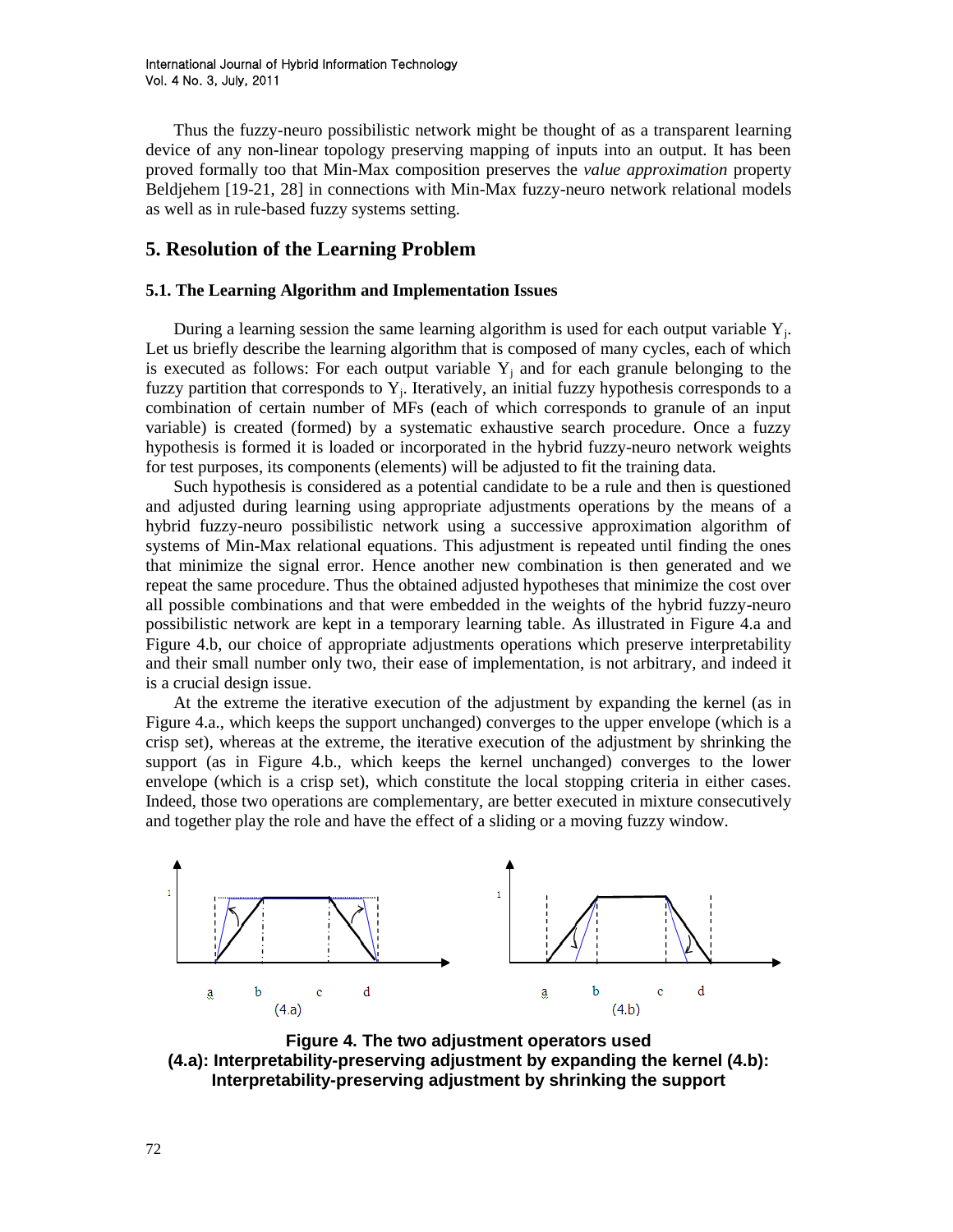Thus the fuzzy-neuro possibilistic network might be thought of as a transparent learning device of any non-linear topology preserving mapping of inputs into an output. It has been proved formally too that Min-Max composition preserves the *value approximation* property Beldjehem [19-21, 28] in connections with Min-Max fuzzy-neuro network relational models as well as in rule-based fuzzy systems setting.

## 5. Resolution of the Learning Problem

### 5.1. The Learning Algorithm and Implementation Issues

During a learning session the same learning algorithm is used for each output variable $Y_j$. Let us briefly describe the learning algorithm that is composed of many cycles, each of which is executed as follows: For each output variable $Y_j$ and for each granule belonging to the fuzzy partition that corresponds to $Y_j$. Iteratively, an initial fuzzy hypothesis corresponds to a combination of certain number of MFs (each of which corresponds to granule of an input variable) is created (formed) by a systematic exhaustive search procedure. Once a fuzzy hypothesis is formed it is loaded or incorporated in the hybrid fuzzy-neuro network weights for test purposes, its components (elements) will be adjusted to fit the training data.

Such hypothesis is considered as a potential candidate to be a rule and then is questioned and adjusted during learning using appropriate adjustments operations by the means of a hybrid fuzzy-neuro possibilistic network using a successive approximation algorithm of systems of Min-Max relational equations. This adjustment is repeated until finding the ones that minimize the signal error. Hence another new combination is then generated and we repeat the same procedure. Thus the obtained adjusted hypotheses that minimize the cost over all possible combinations and that were embedded in the weights of the hybrid fuzzy-neuro possibilistic network are kept in a temporary learning table. As illustrated in Figure 4.a and Figure 4.b, our choice of appropriate adjustments operations which preserve interpretability and their small number only two, their ease of implementation, is not arbitrary, and indeed it is a crucial design issue.

At the extreme the iterative execution of the adjustment by expanding the kernel (as in Figure 4.a., which keeps the support unchanged) converges to the upper envelope (which is a crisp set), whereas at the extreme, the iterative execution of the adjustment by shrinking the support (as in Figure 4.b., which keeps the kernel unchanged) converges to the lower envelope (which is a crisp set), which constitute the local stopping criteria in either cases. Indeed, those two operations are complementary, are better executed in mixture consecutively and together play the role and have the effect of a sliding or a moving fuzzy window.

**Figure 4. The two adjustment operators used (4.a): Interpretability-preserving adjustment by expanding the kernel (4.b): Interpretability-preserving adjustment by shrinking the support**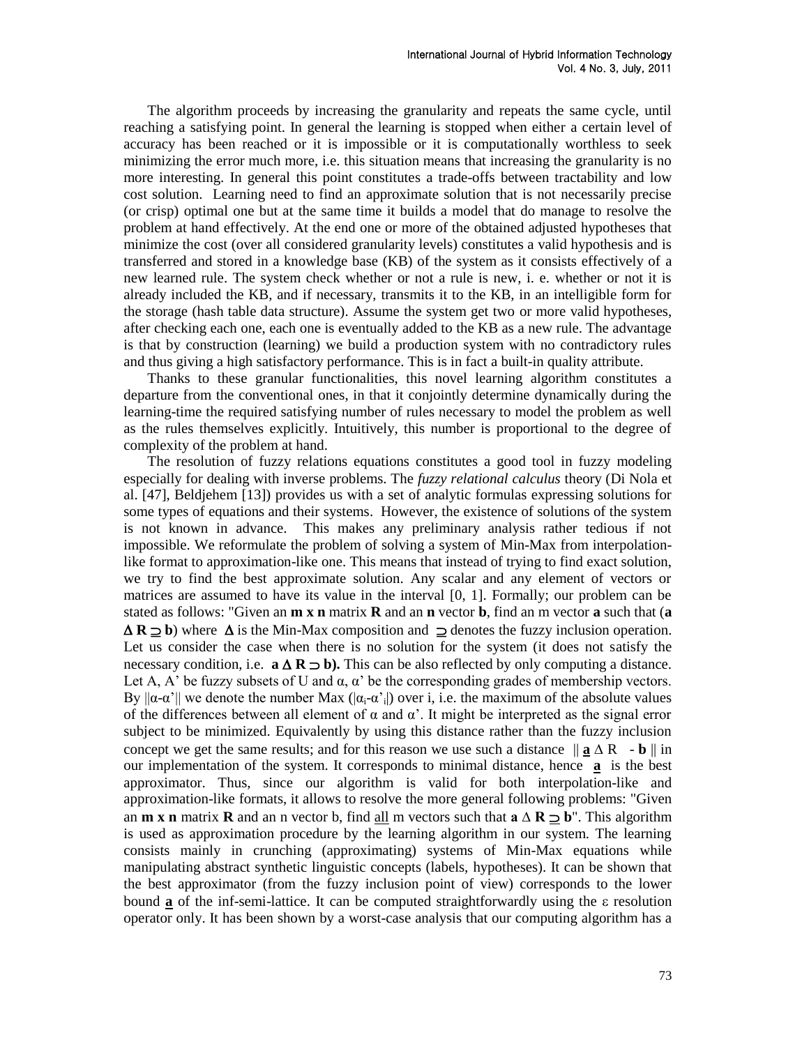The algorithm proceeds by increasing the granularity and repeats the same cycle, until reaching a satisfying point. In general the learning is stopped when either a certain level of accuracy has been reached or it is impossible or it is computationally worthless to seek minimizing the error much more, i.e. this situation means that increasing the granularity is no more interesting. In general this point constitutes a trade-offs between tractability and low cost solution. Learning need to find an approximate solution that is not necessarily precise (or crisp) optimal one but at the same time it builds a model that do manage to resolve the problem at hand effectively. At the end one or more of the obtained adjusted hypotheses that minimize the cost (over all considered granularity levels) constitutes a valid hypothesis and is transferred and stored in a knowledge base (KB) of the system as it consists effectively of a new learned rule. The system check whether or not a rule is new, i. e. whether or not it is already included the KB, and if necessary, transmits it to the KB, in an intelligible form for the storage (hash table data structure). Assume the system get two or more valid hypotheses, after checking each one, each one is eventually added to the KB as a new rule. The advantage is that by construction (learning) we build a production system with no contradictory rules and thus giving a high satisfactory performance. This is in fact a built-in quality attribute.

Thanks to these granular functionalities, this novel learning algorithm constitutes a departure from the conventional ones, in that it conjointly determine dynamically during the learning-time the required satisfying number of rules necessary to model the problem as well as the rules themselves explicitly. Intuitively, this number is proportional to the degree of complexity of the problem at hand.

The resolution of fuzzy relations equations constitutes a good tool in fuzzy modeling especially for dealing with inverse problems. The *fuzzy relational calculus* theory (Di Nola et al. [47], Beldjehem [13]) provides us with a set of analytic formulas expressing solutions for some types of equations and their systems. However, the existence of solutions of the system is not known in advance. This makes any preliminary analysis rather tedious if not impossible. We reformulate the problem of solving a system of Min-Max from interpolation-like format to approximation-like one. This means that instead of trying to find exact solution, we try to find the best approximate solution. Any scalar and any element of vectors or matrices are assumed to have its value in the interval [0, 1]. Formally; our problem can be stated as follows: "Given an **m x n** matrix **R** and an **n** vector **b**, find an m vector **a** such that ($\mathbf{a}\ \Delta\ \mathbf{R} \supseteq \mathbf{b}$) where $\Delta$ is the Min-Max composition and $\supseteq$ denotes the fuzzy inclusion operation. Let us consider the case when there is no solution for the system (it does not satisfy the necessary condition, i.e. $\mathbf{a}\ \Delta\ \mathbf{R} \supset \mathbf{b}$). This can be also reflected by only computing a distance. Let A, A' be fuzzy subsets of U and $\alpha$, $\alpha'$ be the corresponding grades of membership vectors. By $\|\alpha-\alpha'\|$ we denote the number Max ($|\alpha_i-\alpha'_i|$) over i, i.e. the maximum of the absolute values of the differences between all element of $\alpha$ and $\alpha'$. It might be interpreted as the signal error subject to be minimized. Equivalently by using this distance rather than the fuzzy inclusion concept we get the same results; and for this reason we use such a distance $\| \underline{\mathbf{a}}\ \Delta\ R - \mathbf{b} \|$ in our implementation of the system. It corresponds to minimal distance, hence $\underline{\mathbf{a}}$ is the best approximator. Thus, since our algorithm is valid for both interpolation-like and approximation-like formats, it allows to resolve the more general following problems: "Given an **m x n** matrix **R** and an n vector b, find <u>all</u> m vectors such that $\mathbf{a}\ \Delta\ \mathbf{R} \supseteq \mathbf{b}$". This algorithm is used as approximation procedure by the learning algorithm in our system. The learning consists mainly in crunching (approximating) systems of Min-Max equations while manipulating abstract synthetic linguistic concepts (labels, hypotheses). It can be shown that the best approximator (from the fuzzy inclusion point of view) corresponds to the lower bound $\underline{\mathbf{a}}$ of the inf-semi-lattice. It can be computed straightforwardly using the $\varepsilon$ resolution operator only. It has been shown by a worst-case analysis that our computing algorithm has a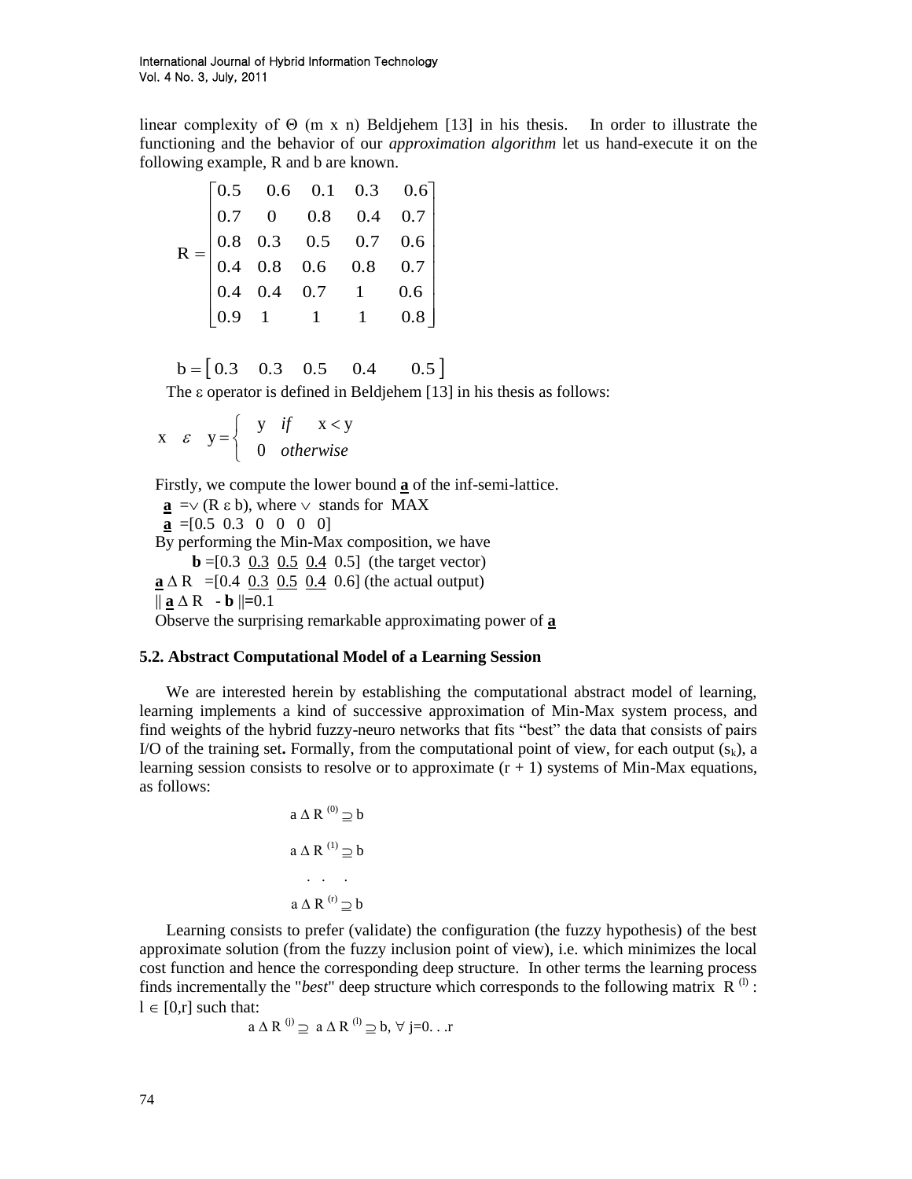linear complexity of Θ (m x n) Beldjehem [13] in his thesis. In order to illustrate the functioning and the behavior of our *approximation algorithm* let us hand-execute it on the following example, R and b are known.

$$R = \begin{bmatrix} 0.5 & 0.6 & 0.1 & 0.3 & 0.6 \\ 0.7 & 0 & 0.8 & 0.4 & 0.7 \\ 0.8 & 0.3 & 0.5 & 0.7 & 0.6 \\ 0.4 & 0.8 & 0.6 & 0.8 & 0.7 \\ 0.4 & 0.4 & 0.7 & 1 & 0.6 \\ 0.9 & 1 & 1 & 1 & 0.8 \end{bmatrix}$$

$$b = [0.3 \quad 0.3 \quad 0.5 \quad 0.4 \quad 0.5]$$

The ε operator is defined in Beldjehem [13] in his thesis as follows:

$$x \;\varepsilon\; y = \begin{cases} y & \text{if} \quad x < y \\ 0 & \text{otherwise} \end{cases}$$

Firstly, we compute the lower bound $\underline{\mathbf{a}}$ of the inf-semi-lattice.

$\underline{\mathbf{a}} = \vee (R \;\varepsilon\; b)$, where $\vee$ stands for MAX

$\underline{\mathbf{a}} = [0.5 \;\; 0.3 \;\; 0 \;\; 0 \;\; 0 \;\; 0]$

By performing the Min-Max composition, we have

$\mathbf{b} = [0.3 \;\; \underline{0.3} \;\; \underline{0.5} \;\; \underline{0.4} \;\; 0.5]$ (the target vector)

$\underline{\mathbf{a}} \,\Delta\, R = [0.4 \;\; \underline{0.3} \;\; \underline{0.5} \;\; \underline{0.4} \;\; 0.6]$ (the actual output)

$\| \underline{\mathbf{a}} \,\Delta\, R - \mathbf{b} \| = 0.1$

Observe the surprising remarkable approximating power of $\underline{\mathbf{a}}$

### 5.2. Abstract Computational Model of a Learning Session

We are interested herein by establishing the computational abstract model of learning, learning implements a kind of successive approximation of Min-Max system process, and find weights of the hybrid fuzzy-neuro networks that fits "best" the data that consists of pairs I/O of the training set**.** Formally, from the computational point of view, for each output ($s_k$), a learning session consists to resolve or to approximate (r + 1) systems of Min-Max equations, as follows:

$$a \,\Delta\, R^{(0)} \supseteq b$$

$$a \,\Delta\, R^{(1)} \supseteq b$$

$$\cdots$$

$$a \,\Delta\, R^{(r)} \supseteq b$$

Learning consists to prefer (validate) the configuration (the fuzzy hypothesis) of the best approximate solution (from the fuzzy inclusion point of view), i.e. which minimizes the local cost function and hence the corresponding deep structure. In other terms the learning process finds incrementally the "*best*" deep structure which corresponds to the following matrix $R^{(l)}$ : $l \in [0,r]$ such that:

$$a \,\Delta\, R^{(j)} \supseteq a \,\Delta\, R^{(l)} \supseteq b, \;\forall\; j=0...r$$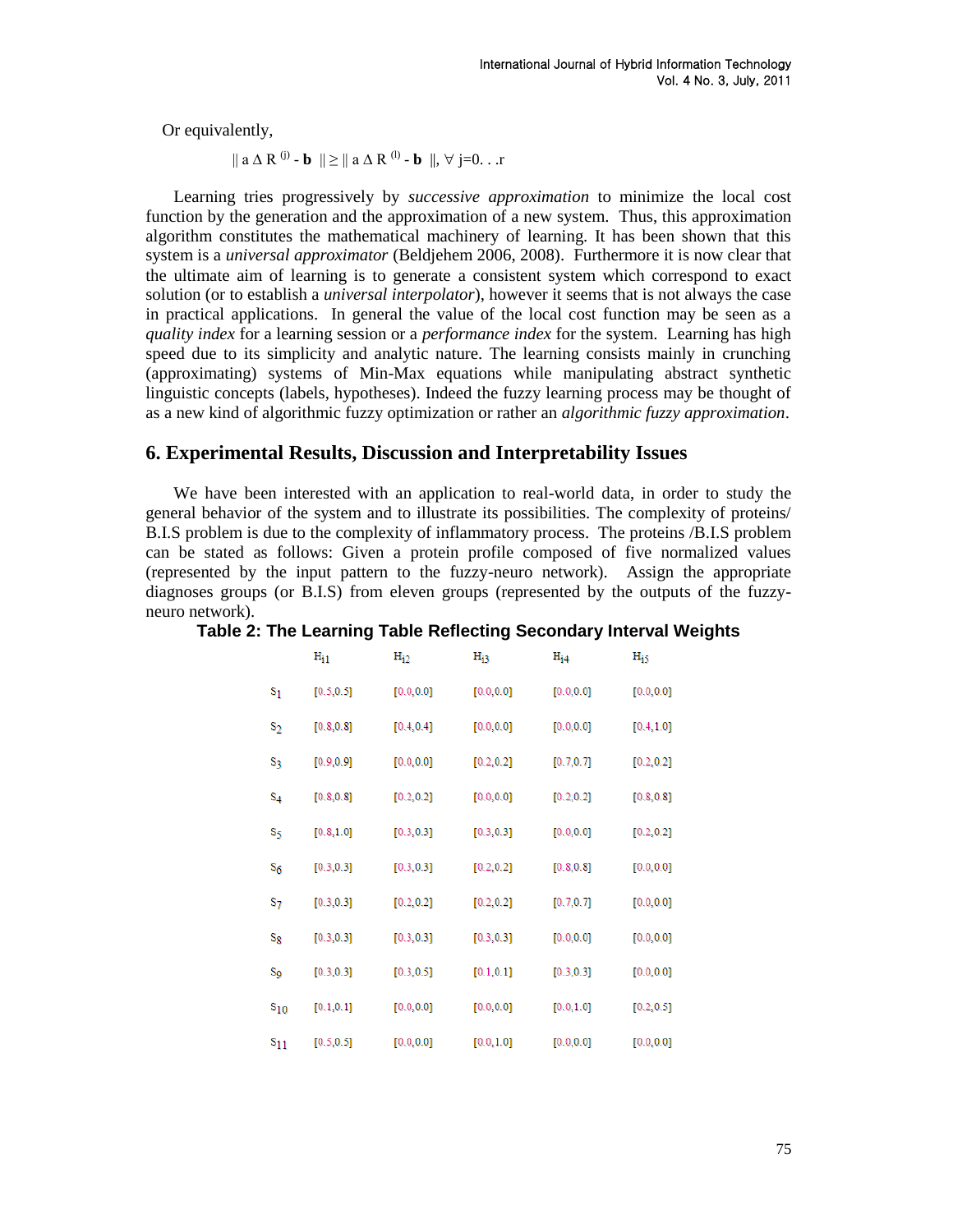Or equivalently,

$$\| a \Delta R^{(j)} - \mathbf{b} \| \geq \| a \Delta R^{(l)} - \mathbf{b} \|, \forall j=0...r$$

Learning tries progressively by *successive approximation* to minimize the local cost function by the generation and the approximation of a new system. Thus, this approximation algorithm constitutes the mathematical machinery of learning. It has been shown that this system is a *universal approximator* (Beldjehem 2006, 2008). Furthermore it is now clear that the ultimate aim of learning is to generate a consistent system which correspond to exact solution (or to establish a *universal interpolator*), however it seems that is not always the case in practical applications. In general the value of the local cost function may be seen as a *quality index* for a learning session or a *performance index* for the system. Learning has high speed due to its simplicity and analytic nature. The learning consists mainly in crunching (approximating) systems of Min-Max equations while manipulating abstract synthetic linguistic concepts (labels, hypotheses). Indeed the fuzzy learning process may be thought of as a new kind of algorithmic fuzzy optimization or rather an *algorithmic fuzzy approximation*.

## 6. Experimental Results, Discussion and Interpretability Issues

We have been interested with an application to real-world data, in order to study the general behavior of the system and to illustrate its possibilities. The complexity of proteins/ B.I.S problem is due to the complexity of inflammatory process. The proteins /B.I.S problem can be stated as follows: Given a protein profile composed of five normalized values (represented by the input pattern to the fuzzy-neuro network). Assign the appropriate diagnoses groups (or B.I.S) from eleven groups (represented by the outputs of the fuzzy-neuro network).

**Table 2: The Learning Table Reflecting Secondary Interval Weights**

| | $H_{i1}$ | $H_{i2}$ | $H_{i3}$ | $H_{i4}$ | $H_{i5}$ |
|---|---|---|---|---|---|
| $s_1$ | [0.5,0.5] | [0.0,0.0] | [0.0,0.0] | [0.0,0.0] | [0.0,0.0] |
| $s_2$ | [0.8,0.8] | [0.4,0.4] | [0.0,0.0] | [0.0,0.0] | [0.4,1.0] |
| $s_3$ | [0.9,0.9] | [0.0,0.0] | [0.2,0.2] | [0.7,0.7] | [0.2,0.2] |
| $s_4$ | [0.8,0.8] | [0.2,0.2] | [0.0,0.0] | [0.2,0.2] | [0.8,0.8] |
| $s_5$ | [0.8,1.0] | [0.3,0.3] | [0.3,0.3] | [0.0,0.0] | [0.2,0.2] |
| $s_6$ | [0.3,0.3] | [0.3,0.3] | [0.2,0.2] | [0.8,0.8] | [0.0,0.0] |
| $s_7$ | [0.3,0.3] | [0.2,0.2] | [0.2,0.2] | [0.7,0.7] | [0.0,0.0] |
| $s_8$ | [0.3,0.3] | [0.3,0.3] | [0.3,0.3] | [0.0,0.0] | [0.0,0.0] |
| $s_9$ | [0.3,0.3] | [0.3,0.5] | [0.1,0.1] | [0.3,0.3] | [0.0,0.0] |
| $s_{10}$ | [0.1,0.1] | [0.0,0.0] | [0.0,0.0] | [0.0,1.0] | [0.2,0.5] |
| $s_{11}$ | [0.5,0.5] | [0.0,0.0] | [0.0,1.0] | [0.0,0.0] | [0.0,0.0] |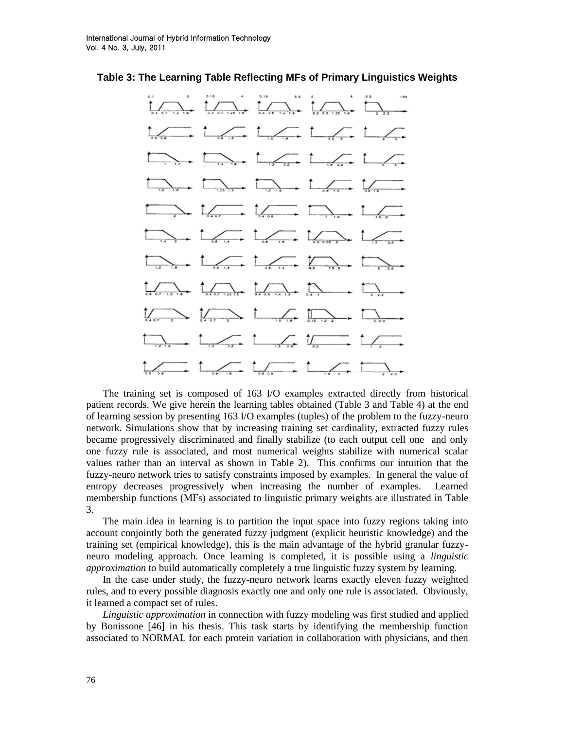**Table 3: The Learning Table Reflecting MFs of Primary Linguistics Weights**

The training set is composed of 163 I/O examples extracted directly from historical patient records. We give herein the learning tables obtained (Table 3 and Table 4) at the end of learning session by presenting 163 I/O examples (tuples) of the problem to the fuzzy-neuro network. Simulations show that by increasing training set cardinality, extracted fuzzy rules became progressively discriminated and finally stabilize (to each output cell one and only one fuzzy rule is associated, and most numerical weights stabilize with numerical scalar values rather than an interval as shown in Table 2). This confirms our intuition that the fuzzy-neuro network tries to satisfy constraints imposed by examples. In general the value of entropy decreases progressively when increasing the number of examples. Learned membership functions (MFs) associated to linguistic primary weights are illustrated in Table 3.

The main idea in learning is to partition the input space into fuzzy regions taking into account conjointly both the generated fuzzy judgment (explicit heuristic knowledge) and the training set (empirical knowledge), this is the main advantage of the hybrid granular fuzzy-neuro modeling approach. Once learning is completed, it is possible using a *linguistic approximation* to build automatically completely a true linguistic fuzzy system by learning.

In the case under study, the fuzzy-neuro network learns exactly eleven fuzzy weighted rules, and to every possible diagnosis exactly one and only one rule is associated. Obviously, it learned a compact set of rules.

*Linguistic approximation* in connection with fuzzy modeling was first studied and applied by Bonissone [46] in his thesis. This task starts by identifying the membership function associated to NORMAL for each protein variation in collaboration with physicians, and then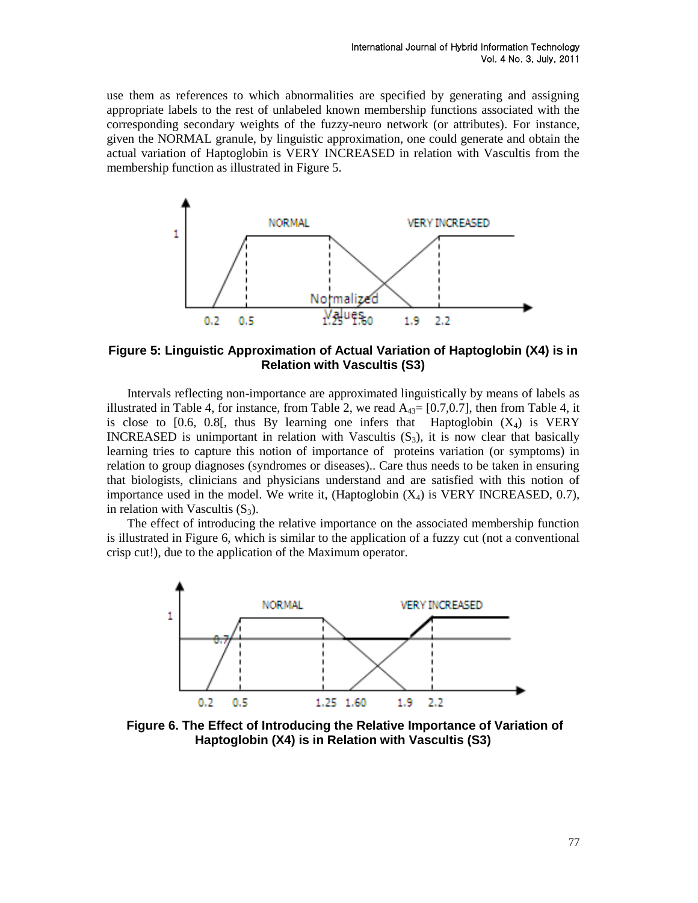use them as references to which abnormalities are specified by generating and assigning appropriate labels to the rest of unlabeled known membership functions associated with the corresponding secondary weights of the fuzzy-neuro network (or attributes). For instance, given the NORMAL granule, by linguistic approximation, one could generate and obtain the actual variation of Haptoglobin is VERY INCREASED in relation with Vascultis from the membership function as illustrated in Figure 5.

**Figure 5: Linguistic Approximation of Actual Variation of Haptoglobin (X4) is in Relation with Vascultis (S3)**

Intervals reflecting non-importance are approximated linguistically by means of labels as illustrated in Table 4, for instance, from Table 2, we read $A_{43}$= [0.7,0.7], then from Table 4, it is close to [0.6, 0.8[, thus By learning one infers that Haptoglobin ($X_4$) is VERY INCREASED is unimportant in relation with Vascultis ($S_3$), it is now clear that basically learning tries to capture this notion of importance of proteins variation (or symptoms) in relation to group diagnoses (syndromes or diseases).. Care thus needs to be taken in ensuring that biologists, clinicians and physicians understand and are satisfied with this notion of importance used in the model. We write it, (Haptoglobin ($X_4$) is VERY INCREASED, 0.7), in relation with Vascultis ($S_3$).

The effect of introducing the relative importance on the associated membership function is illustrated in Figure 6, which is similar to the application of a fuzzy cut (not a conventional crisp cut!), due to the application of the Maximum operator.

**Figure 6. The Effect of Introducing the Relative Importance of Variation of Haptoglobin (X4) is in Relation with Vascultis (S3)**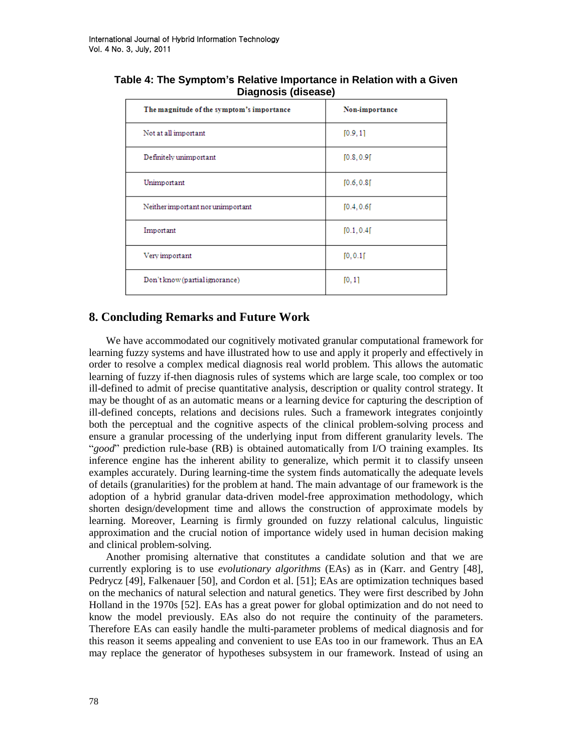**Table 4: The Symptom's Relative Importance in Relation with a Given Diagnosis (disease)**

| The magnitude of the symptom's importance | Non-importance |
|---|---|
| Not at all important | [0.9, 1] |
| Definitely unimportant | [0.8, 0.9[ |
| Unimportant | [0.6, 0.8[ |
| Neither important nor unimportant | [0.4, 0.6[ |
| Important | [0.1, 0.4[ |
| Very important | [0, 0.1[ |
| Don't know (partial ignorance) | [0, 1] |

## 8. Concluding Remarks and Future Work

We have accommodated our cognitively motivated granular computational framework for learning fuzzy systems and have illustrated how to use and apply it properly and effectively in order to resolve a complex medical diagnosis real world problem. This allows the automatic learning of fuzzy if-then diagnosis rules of systems which are large scale, too complex or too ill-defined to admit of precise quantitative analysis, description or quality control strategy. It may be thought of as an automatic means or a learning device for capturing the description of ill-defined concepts, relations and decisions rules. Such a framework integrates conjointly both the perceptual and the cognitive aspects of the clinical problem-solving process and ensure a granular processing of the underlying input from different granularity levels. The "*good*" prediction rule-base (RB) is obtained automatically from I/O training examples. Its inference engine has the inherent ability to generalize, which permit it to classify unseen examples accurately. During learning-time the system finds automatically the adequate levels of details (granularities) for the problem at hand. The main advantage of our framework is the adoption of a hybrid granular data-driven model-free approximation methodology, which shorten design/development time and allows the construction of approximate models by learning. Moreover, Learning is firmly grounded on fuzzy relational calculus, linguistic approximation and the crucial notion of importance widely used in human decision making and clinical problem-solving.

Another promising alternative that constitutes a candidate solution and that we are currently exploring is to use *evolutionary algorithms* (EAs) as in (Karr. and Gentry [48], Pedrycz [49], Falkenauer [50], and Cordon et al. [51]; EAs are optimization techniques based on the mechanics of natural selection and natural genetics. They were first described by John Holland in the 1970s [52]. EAs has a great power for global optimization and do not need to know the model previously. EAs also do not require the continuity of the parameters. Therefore EAs can easily handle the multi-parameter problems of medical diagnosis and for this reason it seems appealing and convenient to use EAs too in our framework. Thus an EA may replace the generator of hypotheses subsystem in our framework. Instead of using an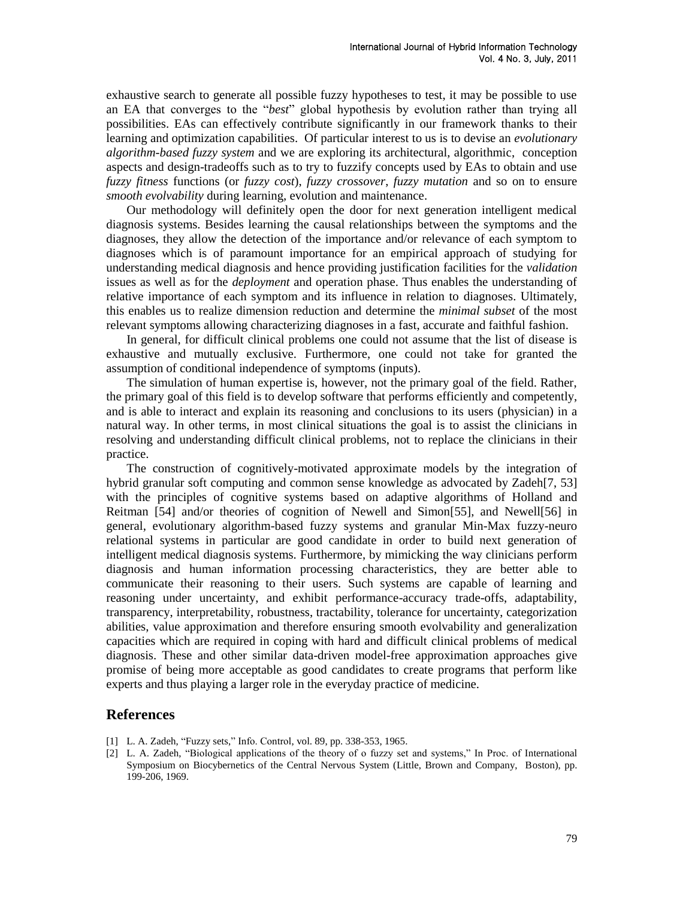exhaustive search to generate all possible fuzzy hypotheses to test, it may be possible to use an EA that converges to the "*best*" global hypothesis by evolution rather than trying all possibilities. EAs can effectively contribute significantly in our framework thanks to their learning and optimization capabilities. Of particular interest to us is to devise an *evolutionary algorithm-based fuzzy system* and we are exploring its architectural, algorithmic, conception aspects and design-tradeoffs such as to try to fuzzify concepts used by EAs to obtain and use *fuzzy fitness* functions (or *fuzzy cost*), *fuzzy crossover*, *fuzzy mutation* and so on to ensure *smooth evolvability* during learning, evolution and maintenance.

Our methodology will definitely open the door for next generation intelligent medical diagnosis systems. Besides learning the causal relationships between the symptoms and the diagnoses, they allow the detection of the importance and/or relevance of each symptom to diagnoses which is of paramount importance for an empirical approach of studying for understanding medical diagnosis and hence providing justification facilities for the *validation* issues as well as for the *deployment* and operation phase. Thus enables the understanding of relative importance of each symptom and its influence in relation to diagnoses. Ultimately, this enables us to realize dimension reduction and determine the *minimal subset* of the most relevant symptoms allowing characterizing diagnoses in a fast, accurate and faithful fashion.

In general, for difficult clinical problems one could not assume that the list of disease is exhaustive and mutually exclusive. Furthermore, one could not take for granted the assumption of conditional independence of symptoms (inputs).

The simulation of human expertise is, however, not the primary goal of the field. Rather, the primary goal of this field is to develop software that performs efficiently and competently, and is able to interact and explain its reasoning and conclusions to its users (physician) in a natural way. In other terms, in most clinical situations the goal is to assist the clinicians in resolving and understanding difficult clinical problems, not to replace the clinicians in their practice.

The construction of cognitively-motivated approximate models by the integration of hybrid granular soft computing and common sense knowledge as advocated by Zadeh[7, 53] with the principles of cognitive systems based on adaptive algorithms of Holland and Reitman [54] and/or theories of cognition of Newell and Simon[55], and Newell[56] in general, evolutionary algorithm-based fuzzy systems and granular Min-Max fuzzy-neuro relational systems in particular are good candidate in order to build next generation of intelligent medical diagnosis systems. Furthermore, by mimicking the way clinicians perform diagnosis and human information processing characteristics, they are better able to communicate their reasoning to their users. Such systems are capable of learning and reasoning under uncertainty, and exhibit performance-accuracy trade-offs, adaptability, transparency, interpretability, robustness, tractability, tolerance for uncertainty, categorization abilities, value approximation and therefore ensuring smooth evolvability and generalization capacities which are required in coping with hard and difficult clinical problems of medical diagnosis. These and other similar data-driven model-free approximation approaches give promise of being more acceptable as good candidates to create programs that perform like experts and thus playing a larger role in the everyday practice of medicine.

## References

[1] L. A. Zadeh, "Fuzzy sets," Info. Control, vol. 89, pp. 338-353, 1965.

[2] L. A. Zadeh, "Biological applications of the theory of o fuzzy set and systems," In Proc. of International Symposium on Biocybernetics of the Central Nervous System (Little, Brown and Company, Boston), pp. 199-206, 1969.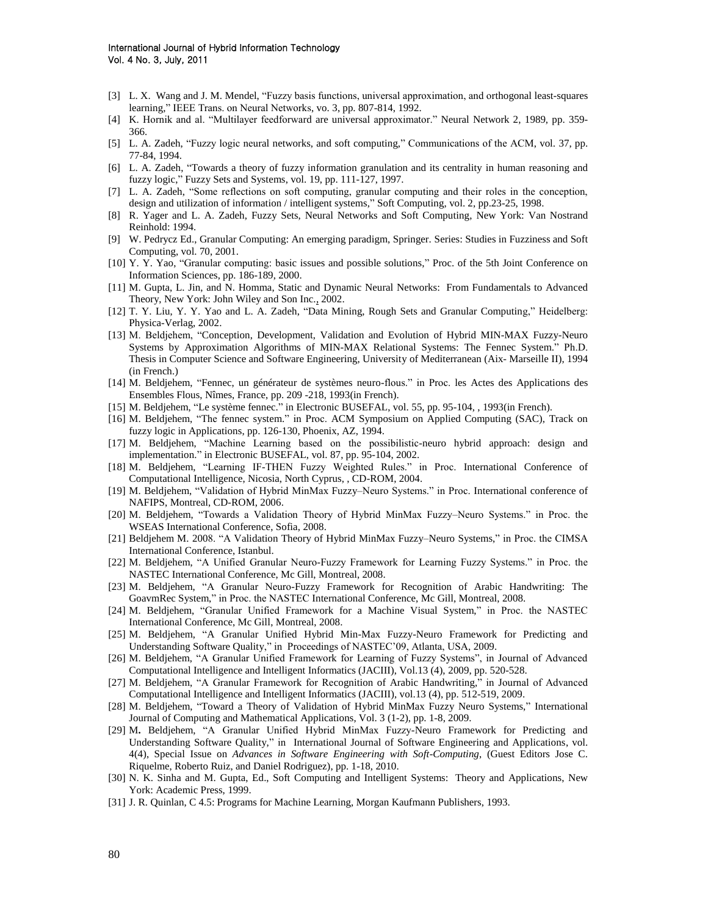[3] L. X. Wang and J. M. Mendel, "Fuzzy basis functions, universal approximation, and orthogonal least-squares learning," IEEE Trans. on Neural Networks, vo. 3, pp. 807-814, 1992.

[4] K. Hornik and al. "Multilayer feedforward are universal approximator." Neural Network 2, 1989, pp. 359-366.

[5] L. A. Zadeh, "Fuzzy logic neural networks, and soft computing," Communications of the ACM, vol. 37, pp. 77-84, 1994.

[6] L. A. Zadeh, "Towards a theory of fuzzy information granulation and its centrality in human reasoning and fuzzy logic," Fuzzy Sets and Systems, vol. 19, pp. 111-127, 1997.

[7] L. A. Zadeh, "Some reflections on soft computing, granular computing and their roles in the conception, design and utilization of information / intelligent systems," Soft Computing, vol. 2, pp.23-25, 1998.

[8] R. Yager and L. A. Zadeh, Fuzzy Sets, Neural Networks and Soft Computing, New York: Van Nostrand Reinhold: 1994.

[9] W. Pedrycz Ed., Granular Computing: An emerging paradigm, Springer. Series: Studies in Fuzziness and Soft Computing, vol. 70, 2001.

[10] Y. Y. Yao, "Granular computing: basic issues and possible solutions," Proc. of the 5th Joint Conference on Information Sciences, pp. 186-189, 2000.

[11] M. Gupta, L. Jin, and N. Homma, Static and Dynamic Neural Networks: From Fundamentals to Advanced Theory, New York: John Wiley and Son Inc., 2002.

[12] T. Y. Liu, Y. Y. Yao and L. A. Zadeh, "Data Mining, Rough Sets and Granular Computing," Heidelberg: Physica-Verlag, 2002.

[13] M. Beldjehem, "Conception, Development, Validation and Evolution of Hybrid MIN-MAX Fuzzy-Neuro Systems by Approximation Algorithms of MIN-MAX Relational Systems: The Fennec System." Ph.D. Thesis in Computer Science and Software Engineering, University of Mediterranean (Aix- Marseille II), 1994 (in French.)

[14] M. Beldjehem, "Fennec, un générateur de systèmes neuro-flous." in Proc. les Actes des Applications des Ensembles Flous, Nîmes, France, pp. 209 -218, 1993(in French).

[15] M. Beldjehem, "Le système fennec." in Electronic BUSEFAL, vol. 55, pp. 95-104, , 1993(in French).

[16] M. Beldjehem, "The fennec system." in Proc. ACM Symposium on Applied Computing (SAC), Track on fuzzy logic in Applications, pp. 126-130, Phoenix, AZ, 1994.

[17] M. Beldjehem, "Machine Learning based on the possibilistic-neuro hybrid approach: design and implementation." in Electronic BUSEFAL, vol. 87, pp. 95-104, 2002.

[18] M. Beldjehem, "Learning IF-THEN Fuzzy Weighted Rules." in Proc. International Conference of Computational Intelligence, Nicosia, North Cyprus, , CD-ROM, 2004.

[19] M. Beldjehem, "Validation of Hybrid MinMax Fuzzy–Neuro Systems." in Proc. International conference of NAFIPS, Montreal, CD-ROM, 2006.

[20] M. Beldjehem, "Towards a Validation Theory of Hybrid MinMax Fuzzy–Neuro Systems." in Proc. the WSEAS International Conference, Sofia, 2008.

[21] Beldjehem M. 2008. "A Validation Theory of Hybrid MinMax Fuzzy–Neuro Systems," in Proc. the CIMSA International Conference, Istanbul.

[22] M. Beldjehem, "A Unified Granular Neuro-Fuzzy Framework for Learning Fuzzy Systems." in Proc. the NASTEC International Conference, Mc Gill, Montreal, 2008.

[23] M. Beldjehem, "A Granular Neuro-Fuzzy Framework for Recognition of Arabic Handwriting: The GoavmRec System," in Proc. the NASTEC International Conference, Mc Gill, Montreal, 2008.

[24] M. Beldjehem, "Granular Unified Framework for a Machine Visual System," in Proc. the NASTEC International Conference, Mc Gill, Montreal, 2008.

[25] M. Beldjehem, "A Granular Unified Hybrid Min-Max Fuzzy-Neuro Framework for Predicting and Understanding Software Quality," in Proceedings of NASTEC'09, Atlanta, USA, 2009.

[26] M. Beldjehem, "A Granular Unified Framework for Learning of Fuzzy Systems", in Journal of Advanced Computational Intelligence and Intelligent Informatics (JACIII), Vol.13 (4), 2009, pp. 520-528.

[27] M. Beldjehem, "A Granular Framework for Recognition of Arabic Handwriting," in Journal of Advanced Computational Intelligence and Intelligent Informatics (JACIII), vol.13 (4), pp. 512-519, 2009.

[28] M. Beldjehem, "Toward a Theory of Validation of Hybrid MinMax Fuzzy Neuro Systems," International Journal of Computing and Mathematical Applications, Vol. 3 (1-2), pp. 1-8, 2009.

[29] M**.** Beldjehem, "A Granular Unified Hybrid MinMax Fuzzy-Neuro Framework for Predicting and Understanding Software Quality," in International Journal of Software Engineering and Applications, vol. 4(4), Special Issue on *Advances in Software Engineering with Soft-Computing*, (Guest Editors Jose C. Riquelme, Roberto Ruiz, and Daniel Rodriguez), pp. 1-18, 2010.

[30] N. K. Sinha and M. Gupta, Ed., Soft Computing and Intelligent Systems: Theory and Applications, New York: Academic Press, 1999.

[31] J. R. Quinlan, C 4.5: Programs for Machine Learning, Morgan Kaufmann Publishers, 1993.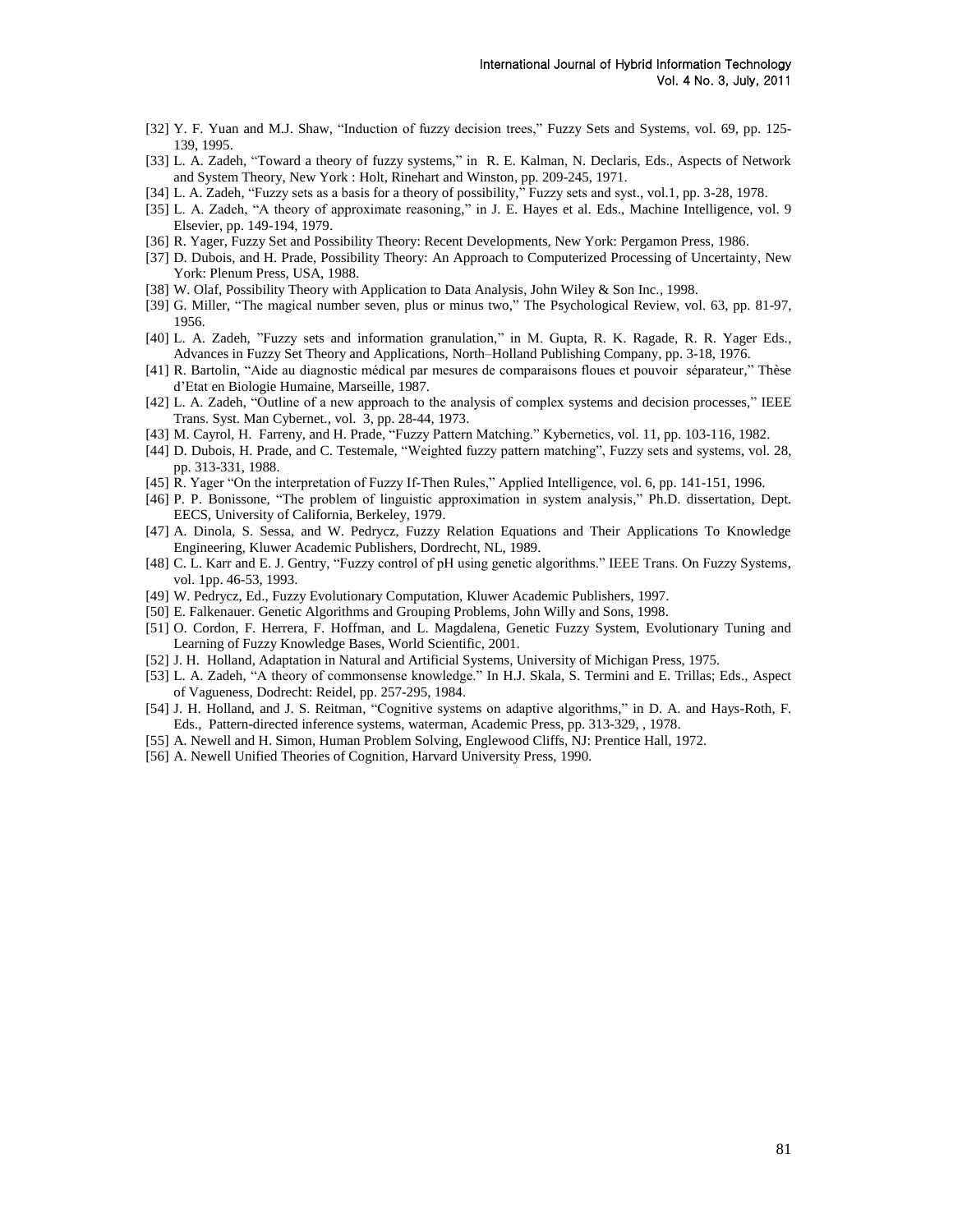[32] Y. F. Yuan and M.J. Shaw, "Induction of fuzzy decision trees," Fuzzy Sets and Systems, vol. 69, pp. 125-139, 1995.

[33] L. A. Zadeh, "Toward a theory of fuzzy systems," in R. E. Kalman, N. Declaris, Eds., Aspects of Network and System Theory, New York : Holt, Rinehart and Winston, pp. 209-245, 1971.

[34] L. A. Zadeh, "Fuzzy sets as a basis for a theory of possibility," Fuzzy sets and syst., vol.1, pp. 3-28, 1978.

[35] L. A. Zadeh, "A theory of approximate reasoning," in J. E. Hayes et al. Eds., Machine Intelligence, vol. 9 Elsevier, pp. 149-194, 1979.

[36] R. Yager, Fuzzy Set and Possibility Theory: Recent Developments, New York: Pergamon Press, 1986.

[37] D. Dubois, and H. Prade, Possibility Theory: An Approach to Computerized Processing of Uncertainty, New York: Plenum Press, USA, 1988.

[38] W. Olaf, Possibility Theory with Application to Data Analysis, John Wiley & Son Inc., 1998.

[39] G. Miller, "The magical number seven, plus or minus two," The Psychological Review, vol. 63, pp. 81-97, 1956.

[40] L. A. Zadeh, "Fuzzy sets and information granulation," in M. Gupta, R. K. Ragade, R. R. Yager Eds., Advances in Fuzzy Set Theory and Applications, North–Holland Publishing Company, pp. 3-18, 1976.

[41] R. Bartolin, "Aide au diagnostic médical par mesures de comparaisons floues et pouvoir séparateur," Thèse d'Etat en Biologie Humaine, Marseille, 1987.

[42] L. A. Zadeh, "Outline of a new approach to the analysis of complex systems and decision processes," IEEE Trans. Syst. Man Cybernet., vol. 3, pp. 28-44, 1973.

[43] M. Cayrol, H. Farreny, and H. Prade, "Fuzzy Pattern Matching." Kybernetics, vol. 11, pp. 103-116, 1982.

[44] D. Dubois, H. Prade, and C. Testemale, "Weighted fuzzy pattern matching", Fuzzy sets and systems, vol. 28, pp. 313-331, 1988.

[45] R. Yager "On the interpretation of Fuzzy If-Then Rules," Applied Intelligence, vol. 6, pp. 141-151, 1996.

[46] P. P. Bonissone, "The problem of linguistic approximation in system analysis," Ph.D. dissertation, Dept. EECS, University of California, Berkeley, 1979.

[47] A. Dinola, S. Sessa, and W. Pedrycz, Fuzzy Relation Equations and Their Applications To Knowledge Engineering, Kluwer Academic Publishers, Dordrecht, NL, 1989.

[48] C. L. Karr and E. J. Gentry, "Fuzzy control of pH using genetic algorithms." IEEE Trans. On Fuzzy Systems, vol. 1pp. 46-53, 1993.

[49] W. Pedrycz, Ed., Fuzzy Evolutionary Computation, Kluwer Academic Publishers, 1997.

[50] E. Falkenauer. Genetic Algorithms and Grouping Problems, John Willy and Sons, 1998.

[51] O. Cordon, F. Herrera, F. Hoffman, and L. Magdalena, Genetic Fuzzy System, Evolutionary Tuning and Learning of Fuzzy Knowledge Bases, World Scientific, 2001.

[52] J. H. Holland, Adaptation in Natural and Artificial Systems, University of Michigan Press, 1975.

[53] L. A. Zadeh, "A theory of commonsense knowledge." In H.J. Skala, S. Termini and E. Trillas; Eds., Aspect of Vagueness, Dodrecht: Reidel, pp. 257-295, 1984.

[54] J. H. Holland, and J. S. Reitman, "Cognitive systems on adaptive algorithms," in D. A. and Hays-Roth, F. Eds., Pattern-directed inference systems, waterman, Academic Press, pp. 313-329, , 1978.

[55] A. Newell and H. Simon, Human Problem Solving, Englewood Cliffs, NJ: Prentice Hall, 1972.

[56] A. Newell Unified Theories of Cognition, Harvard University Press, 1990.